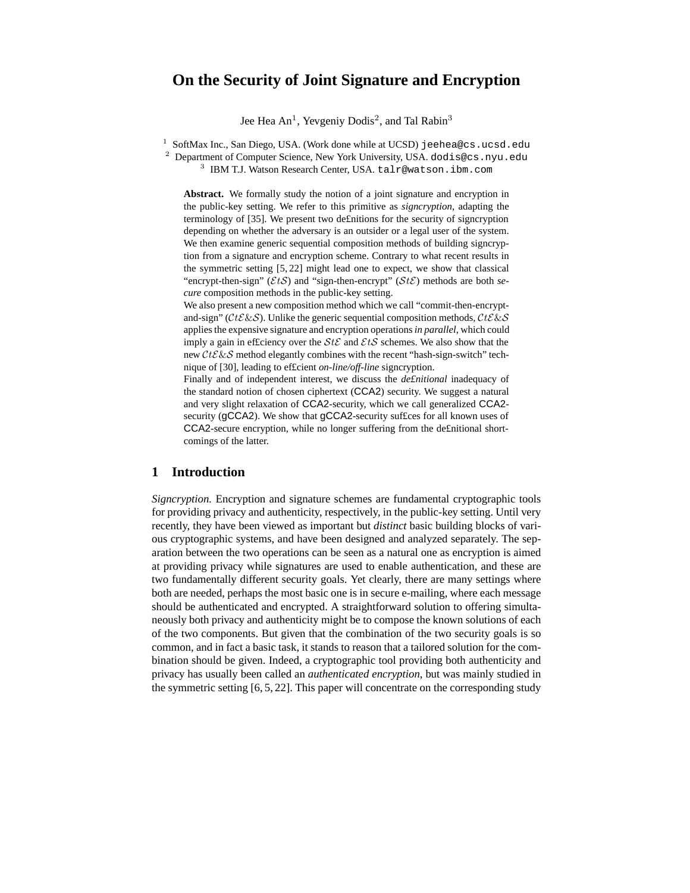# On the Security of Joint Signature and Encryption

Jee Hea An[1], Yevgeniy Dodis[2], and Tal Rabin[3]

[1] SoftMax Inc., San Diego, USA. (Work done while at UCSD) jeehea@cs.ucsd.edu
[2] Department of Computer Science, New York University, USA. dodis@cs.nyu.edu
[3] IBM T.J. Watson Research Center, USA. talr@watson.ibm.com

**Abstract.** We formally study the notion of a joint signature and encryption in the public-key setting. We refer to this primitive as *signcryption*, adapting the terminology of [35]. We present two de£nitions for the security of signcryption depending on whether the adversary is an outsider or a legal user of the system. We then examine generic sequential composition methods of building signcryption from a signature and encryption scheme. Contrary to what recent results in the symmetric setting [5, 22] might lead one to expect, we show that classical "encrypt-then-sign" ($\mathcal{E}t\mathcal{S}$) and "sign-then-encrypt" ($\mathcal{S}t\mathcal{E}$) methods are both *secure* composition methods in the public-key setting.
We also present a new composition method which we call "commit-then-encrypt-and-sign" ($\mathcal{C}t\mathcal{E}\&\mathcal{S}$). Unlike the generic sequential composition methods, $\mathcal{C}t\mathcal{E}\&\mathcal{S}$ applies the expensive signature and encryption operations *in parallel*, which could imply a gain in ef£ciency over the $\mathcal{S}t\mathcal{E}$ and $\mathcal{E}t\mathcal{S}$ schemes. We also show that the new $\mathcal{C}t\mathcal{E}\&\mathcal{S}$ method elegantly combines with the recent "hash-sign-switch" technique of [30], leading to ef£cient *on-line/off-line* signcryption.
Finally and of independent interest, we discuss the *de£nitional* inadequacy of the standard notion of chosen ciphertext (CCA2) security. We suggest a natural and very slight relaxation of CCA2-security, which we call generalized CCA2-security (gCCA2). We show that gCCA2-security suf£ces for all known uses of CCA2-secure encryption, while no longer suffering from the de£nitional shortcomings of the latter.

## 1 Introduction

*Signcryption.* Encryption and signature schemes are fundamental cryptographic tools for providing privacy and authenticity, respectively, in the public-key setting. Until very recently, they have been viewed as important but *distinct* basic building blocks of various cryptographic systems, and have been designed and analyzed separately. The separation between the two operations can be seen as a natural one as encryption is aimed at providing privacy while signatures are used to enable authentication, and these are two fundamentally different security goals. Yet clearly, there are many settings where both are needed, perhaps the most basic one is in secure e-mailing, where each message should be authenticated and encrypted. A straightforward solution to offering simultaneously both privacy and authenticity might be to compose the known solutions of each of the two components. But given that the combination of the two security goals is so common, and in fact a basic task, it stands to reason that a tailored solution for the combination should be given. Indeed, a cryptographic tool providing both authenticity and privacy has usually been called an *authenticated encryption*, but was mainly studied in the symmetric setting [6, 5, 22]. This paper will concentrate on the corresponding study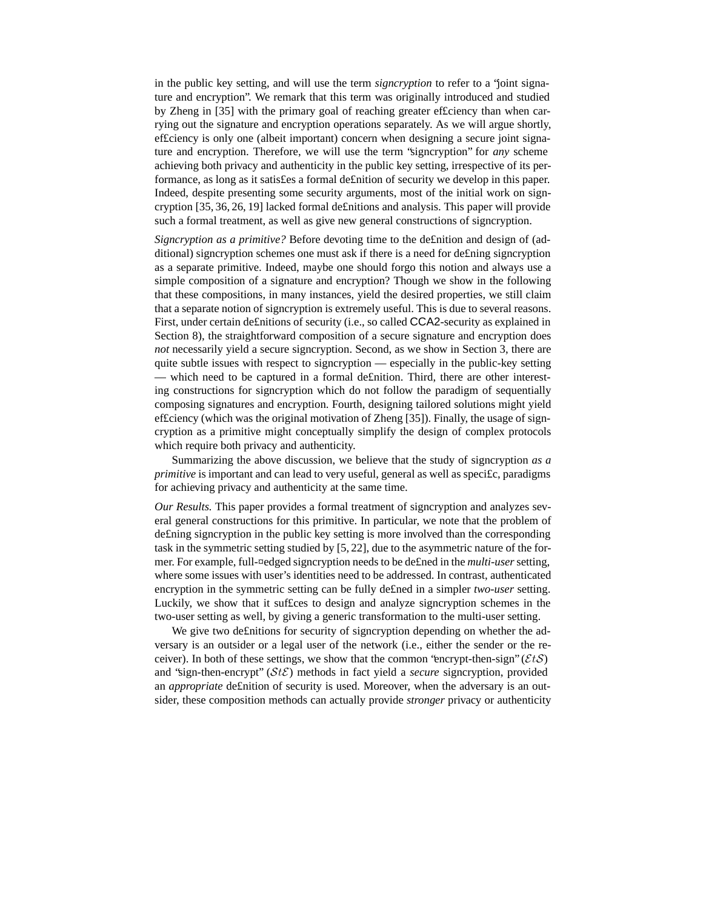in the public key setting, and will use the term *signcryption* to refer to a "joint signature and encryption". We remark that this term was originally introduced and studied by Zheng in [35] with the primary goal of reaching greater efficiency than when carrying out the signature and encryption operations separately. As we will argue shortly, efficiency is only one (albeit important) concern when designing a secure joint signature and encryption. Therefore, we will use the term "signcryption" for *any* scheme achieving both privacy and authenticity in the public key setting, irrespective of its performance, as long as it satisfies a formal definition of security we develop in this paper. Indeed, despite presenting some security arguments, most of the initial work on signcryption [35, 36, 26, 19] lacked formal definitions and analysis. This paper will provide such a formal treatment, as well as give new general constructions of signcryption.

*Signcryption as a primitive?* Before devoting time to the definition and design of (additional) signcryption schemes one must ask if there is a need for defining signcryption as a separate primitive. Indeed, maybe one should forgo this notion and always use a simple composition of a signature and encryption? Though we show in the following that these compositions, in many instances, yield the desired properties, we still claim that a separate notion of signcryption is extremely useful. This is due to several reasons. First, under certain definitions of security (i.e., so called CCA2-security as explained in Section 8), the straightforward composition of a secure signature and encryption does *not* necessarily yield a secure signcryption. Second, as we show in Section 3, there are quite subtle issues with respect to signcryption — especially in the public-key setting — which need to be captured in a formal definition. Third, there are other interesting constructions for signcryption which do not follow the paradigm of sequentially composing signatures and encryption. Fourth, designing tailored solutions might yield efficiency (which was the original motivation of Zheng [35]). Finally, the usage of signcryption as a primitive might conceptually simplify the design of complex protocols which require both privacy and authenticity.

Summarizing the above discussion, we believe that the study of signcryption *as a primitive* is important and can lead to very useful, general as well as specific, paradigms for achieving privacy and authenticity at the same time.

*Our Results.* This paper provides a formal treatment of signcryption and analyzes several general constructions for this primitive. In particular, we note that the problem of defining signcryption in the public key setting is more involved than the corresponding task in the symmetric setting studied by [5, 22], due to the asymmetric nature of the former. For example, full-fledged signcryption needs to be defined in the *multi-user* setting, where some issues with user's identities need to be addressed. In contrast, authenticated encryption in the symmetric setting can be fully defined in a simpler *two-user* setting. Luckily, we show that it suffices to design and analyze signcryption schemes in the two-user setting as well, by giving a generic transformation to the multi-user setting.

We give two definitions for security of signcryption depending on whether the adversary is an outsider or a legal user of the network (i.e., either the sender or the receiver). In both of these settings, we show that the common "encrypt-then-sign" ($\mathcal{E}t\mathcal{S}$) and "sign-then-encrypt" ($\mathcal{S}t\mathcal{E}$) methods in fact yield a *secure* signcryption, provided an *appropriate* definition of security is used. Moreover, when the adversary is an outsider, these composition methods can actually provide *stronger* privacy or authenticity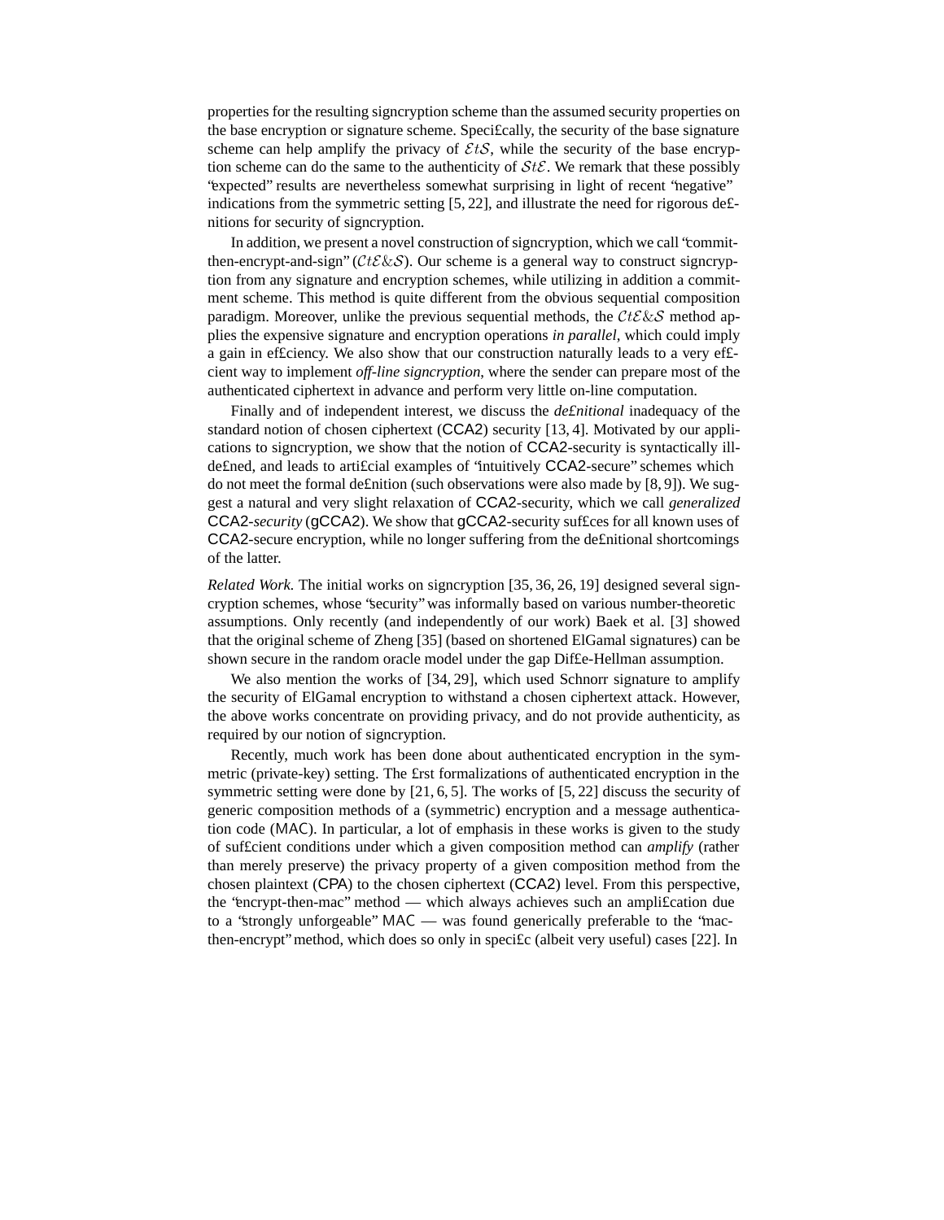properties for the resulting signcryption scheme than the assumed security properties on the base encryption or signature scheme. Specifically, the security of the base signature scheme can help amplify the privacy of $\mathcal{E}t\mathcal{S}$, while the security of the base encryption scheme can do the same to the authenticity of $\mathcal{S}t\mathcal{E}$. We remark that these possibly "expected" results are nevertheless somewhat surprising in light of recent "negative" indications from the symmetric setting [5, 22], and illustrate the need for rigorous definitions for security of signcryption.

In addition, we present a novel construction of signcryption, which we call "commit-then-encrypt-and-sign" ($\mathcal{C}t\mathcal{E}\&\mathcal{S}$). Our scheme is a general way to construct signcryption from any signature and encryption schemes, while utilizing in addition a commitment scheme. This method is quite different from the obvious sequential composition paradigm. Moreover, unlike the previous sequential methods, the $\mathcal{C}t\mathcal{E}\&\mathcal{S}$ method applies the expensive signature and encryption operations *in parallel*, which could imply a gain in efficiency. We also show that our construction naturally leads to a very efficient way to implement *off-line signcryption*, where the sender can prepare most of the authenticated ciphertext in advance and perform very little on-line computation.

Finally and of independent interest, we discuss the *definitional* inadequacy of the standard notion of chosen ciphertext (CCA2) security [13, 4]. Motivated by our applications to signcryption, we show that the notion of CCA2-security is syntactically ill-defined, and leads to artificial examples of "intuitively CCA2-secure" schemes which do not meet the formal definition (such observations were also made by [8, 9]). We suggest a natural and very slight relaxation of CCA2-security, which we call *generalized* CCA2*-security* (gCCA2). We show that gCCA2-security suffices for all known uses of CCA2-secure encryption, while no longer suffering from the definitional shortcomings of the latter.

*Related Work.* The initial works on signcryption [35, 36, 26, 19] designed several signcryption schemes, whose "security" was informally based on various number-theoretic assumptions. Only recently (and independently of our work) Baek et al. [3] showed that the original scheme of Zheng [35] (based on shortened ElGamal signatures) can be shown secure in the random oracle model under the gap Diffie-Hellman assumption.

We also mention the works of [34, 29], which used Schnorr signature to amplify the security of ElGamal encryption to withstand a chosen ciphertext attack. However, the above works concentrate on providing privacy, and do not provide authenticity, as required by our notion of signcryption.

Recently, much work has been done about authenticated encryption in the symmetric (private-key) setting. The first formalizations of authenticated encryption in the symmetric setting were done by [21, 6, 5]. The works of [5, 22] discuss the security of generic composition methods of a (symmetric) encryption and a message authentication code (MAC). In particular, a lot of emphasis in these works is given to the study of sufficient conditions under which a given composition method can *amplify* (rather than merely preserve) the privacy property of a given composition method from the chosen plaintext (CPA) to the chosen ciphertext (CCA2) level. From this perspective, the "encrypt-then-mac" method — which always achieves such an amplification due to a "strongly unforgeable" MAC — was found generically preferable to the "mac-then-encrypt" method, which does so only in specific (albeit very useful) cases [22]. In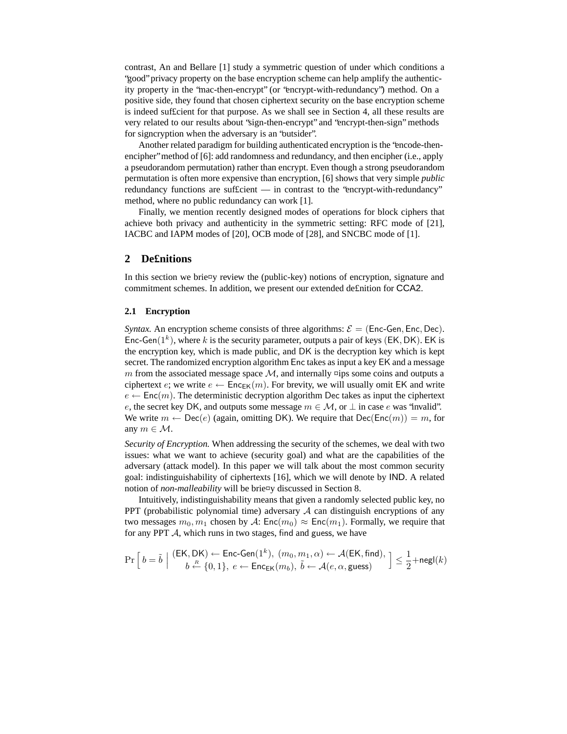contrast, An and Bellare [1] study a symmetric question of under which conditions a "good" privacy property on the base encryption scheme can help amplify the authenticity property in the "mac-then-encrypt" (or "encrypt-with-redundancy") method. On a positive side, they found that chosen ciphertext security on the base encryption scheme is indeed sufficient for that purpose. As we shall see in Section 4, all these results are very related to our results about "sign-then-encrypt" and "encrypt-then-sign" methods for signcryption when the adversary is an "outsider".

Another related paradigm for building authenticated encryption is the "encode-then-encipher" method of [6]: add randomness and redundancy, and then encipher (i.e., apply a pseudorandom permutation) rather than encrypt. Even though a strong pseudorandom permutation is often more expensive than encryption, [6] shows that very simple *public* redundancy functions are sufficient — in contrast to the "encrypt-with-redundancy" method, where no public redundancy can work [1].

Finally, we mention recently designed modes of operations for block ciphers that achieve both privacy and authenticity in the symmetric setting: RFC mode of [21], IACBC and IAPM modes of [20], OCB mode of [28], and SNCBC mode of [1].

## 2 Definitions

In this section we briefly review the (public-key) notions of encryption, signature and commitment schemes. In addition, we present our extended definition for $\mathsf{CCA2}$.

### 2.1 Encryption

*Syntax.* An encryption scheme consists of three algorithms: $\mathcal{E} = (\mathsf{Enc\text{-}Gen}, \mathsf{Enc}, \mathsf{Dec})$. $\mathsf{Enc\text{-}Gen}(1^k)$, where $k$ is the security parameter, outputs a pair of keys $(\mathsf{EK}, \mathsf{DK})$. $\mathsf{EK}$ is the encryption key, which is made public, and $\mathsf{DK}$ is the decryption key which is kept secret. The randomized encryption algorithm $\mathsf{Enc}$ takes as input a key $\mathsf{EK}$ and a message $m$ from the associated message space $\mathcal{M}$, and internally flips some coins and outputs a ciphertext $e$; we write $e \leftarrow \mathsf{Enc}_{\mathsf{EK}}(m)$. For brevity, we will usually omit $\mathsf{EK}$ and write $e \leftarrow \mathsf{Enc}(m)$. The deterministic decryption algorithm $\mathsf{Dec}$ takes as input the ciphertext $e$, the secret key $\mathsf{DK}$, and outputs some message $m \in \mathcal{M}$, or $\perp$ in case $e$ was "invalid". We write $m \leftarrow \mathsf{Dec}(e)$ (again, omitting $\mathsf{DK}$). We require that $\mathsf{Dec}(\mathsf{Enc}(m)) = m$, for any $m \in \mathcal{M}$.

*Security of Encryption.* When addressing the security of the schemes, we deal with two issues: what we want to achieve (security goal) and what are the capabilities of the adversary (attack model). In this paper we will talk about the most common security goal: indistinguishability of ciphertexts [16], which we will denote by $\mathsf{IND}$. A related notion of *non-malleability* will be briefly discussed in Section 8.

Intuitively, indistinguishability means that given a randomly selected public key, no PPT (probabilistic polynomial time) adversary $\mathcal{A}$ can distinguish encryptions of any two messages $m_0, m_1$ chosen by $\mathcal{A}$: $\mathsf{Enc}(m_0) \approx \mathsf{Enc}(m_1)$. Formally, we require that for any PPT $\mathcal{A}$, which runs in two stages, $\mathsf{find}$ and $\mathsf{guess}$, we have

$$\Pr\left[\, b = \tilde{b} \;\middle|\; \begin{array}{c} (\mathsf{EK}, \mathsf{DK}) \leftarrow \mathsf{Enc\text{-}Gen}(1^k),\ (m_0, m_1, \alpha) \leftarrow \mathcal{A}(\mathsf{EK}, \mathsf{find}), \\ b \stackrel{R}{\leftarrow} \{0,1\},\ e \leftarrow \mathsf{Enc}_{\mathsf{EK}}(m_b),\ \tilde{b} \leftarrow \mathcal{A}(e, \alpha, \mathsf{guess}) \end{array} \right] \leq \frac{1}{2} + \mathsf{negl}(k)$$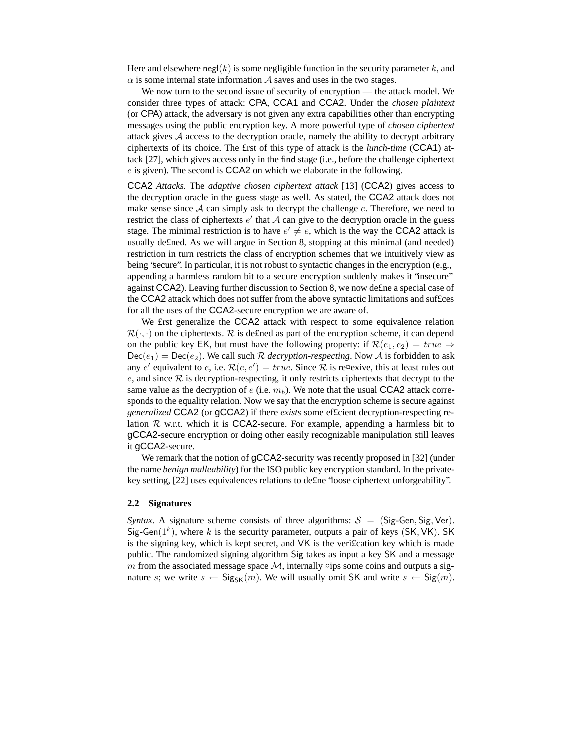Here and elsewhere $\mathsf{negl}(k)$ is some negligible function in the security parameter $k$, and $\alpha$ is some internal state information $\mathcal{A}$ saves and uses in the two stages.

We now turn to the second issue of security of encryption — the attack model. We consider three types of attack: CPA, CCA1 and CCA2. Under the *chosen plaintext* (or CPA) attack, the adversary is not given any extra capabilities other than encrypting messages using the public encryption key. A more powerful type of *chosen ciphertext* attack gives $\mathcal{A}$ access to the decryption oracle, namely the ability to decrypt arbitrary ciphertexts of its choice. The first of this type of attack is the *lunch-time* (CCA1) attack [27], which gives access only in the find stage (i.e., before the challenge ciphertext $e$ is given). The second is CCA2 on which we elaborate in the following.

CCA2 *Attacks.* The *adaptive chosen ciphertext attack* [13] (CCA2) gives access to the decryption oracle in the guess stage as well. As stated, the CCA2 attack does not make sense since $\mathcal{A}$ can simply ask to decrypt the challenge $e$. Therefore, we need to restrict the class of ciphertexts $e'$ that $\mathcal{A}$ can give to the decryption oracle in the guess stage. The minimal restriction is to have $e' \neq e$, which is the way the CCA2 attack is usually defined. As we will argue in Section 8, stopping at this minimal (and needed) restriction in turn restricts the class of encryption schemes that we intuitively view as being "secure". In particular, it is not robust to syntactic changes in the encryption (e.g., appending a harmless random bit to a secure encryption suddenly makes it "insecure" against CCA2). Leaving further discussion to Section 8, we now define a special case of the CCA2 attack which does not suffer from the above syntactic limitations and suffices for all the uses of the CCA2-secure encryption we are aware of.

We first generalize the CCA2 attack with respect to some equivalence relation $\mathcal{R}(\cdot,\cdot)$ on the ciphertexts. $\mathcal{R}$ is defined as part of the encryption scheme, it can depend on the public key EK, but must have the following property: if $\mathcal{R}(e_1, e_2) = true \Rightarrow \mathsf{Dec}(e_1) = \mathsf{Dec}(e_2)$. We call such $\mathcal{R}$ *decryption-respecting*. Now $\mathcal{A}$ is forbidden to ask any $e'$ equivalent to $e$, i.e. $\mathcal{R}(e, e') = true$. Since $\mathcal{R}$ is reflexive, this at least rules out $e$, and since $\mathcal{R}$ is decryption-respecting, it only restricts ciphertexts that decrypt to the same value as the decryption of $e$ (i.e. $m_b$). We note that the usual CCA2 attack corresponds to the equality relation. Now we say that the encryption scheme is secure against *generalized* CCA2 (or gCCA2) if there *exists* some efficient decryption-respecting relation $\mathcal{R}$ w.r.t. which it is CCA2-secure. For example, appending a harmless bit to gCCA2-secure encryption or doing other easily recognizable manipulation still leaves it gCCA2-secure.

We remark that the notion of gCCA2-security was recently proposed in [32] (under the name *benign malleability*) for the ISO public key encryption standard. In the private-key setting, [22] uses equivalences relations to define "loose ciphertext unforgeability".

### 2.2 Signatures

*Syntax.* A signature scheme consists of three algorithms: $\mathcal{S} = (\mathsf{Sig\text{-}Gen}, \mathsf{Sig}, \mathsf{Ver})$. $\mathsf{Sig\text{-}Gen}(1^k)$, where $k$ is the security parameter, outputs a pair of keys $(\mathsf{SK}, \mathsf{VK})$. SK is the signing key, which is kept secret, and VK is the verification key which is made public. The randomized signing algorithm Sig takes as input a key SK and a message $m$ from the associated message space $\mathcal{M}$, internally flips some coins and outputs a signature $s$; we write $s \leftarrow \mathsf{Sig}_{\mathsf{SK}}(m)$. We will usually omit SK and write $s \leftarrow \mathsf{Sig}(m)$.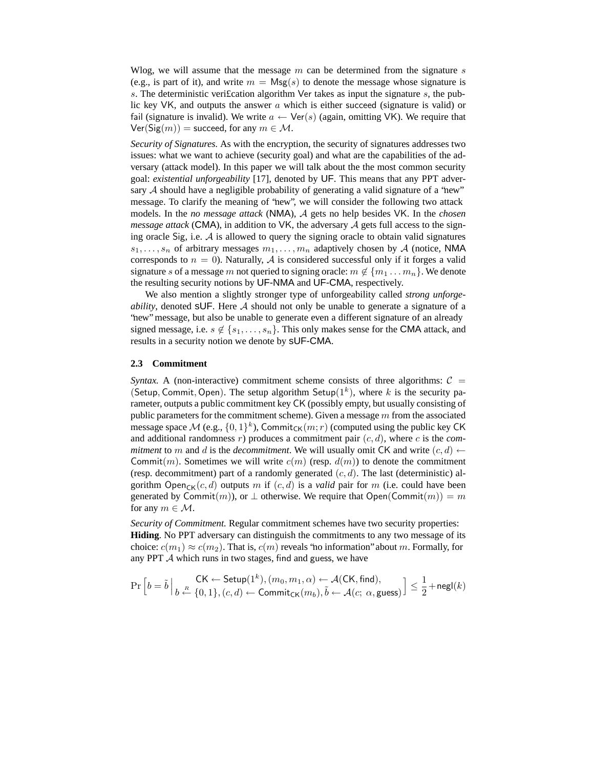Wlog, we will assume that the message $m$ can be determined from the signature $s$ (e.g., is part of it), and write $m = \mathsf{Msg}(s)$ to denote the message whose signature is $s$. The deterministic verification algorithm Ver takes as input the signature $s$, the public key VK, and outputs the answer $a$ which is either succeed (signature is valid) or fail (signature is invalid). We write $a \leftarrow \mathsf{Ver}(s)$ (again, omitting VK). We require that $\mathsf{Ver}(\mathsf{Sig}(m)) = \mathsf{succeed}$, for any $m \in \mathcal{M}$.

*Security of Signatures.* As with the encryption, the security of signatures addresses two issues: what we want to achieve (security goal) and what are the capabilities of the adversary (attack model). In this paper we will talk about the the most common security goal: *existential unforgeability* [17], denoted by UF. This means that any PPT adversary $\mathcal{A}$ should have a negligible probability of generating a valid signature of a "new" message. To clarify the meaning of "new", we will consider the following two attack models. In the *no message attack* (NMA), $\mathcal{A}$ gets no help besides VK. In the *chosen message attack* (CMA), in addition to VK, the adversary $\mathcal{A}$ gets full access to the signing oracle Sig, i.e. $\mathcal{A}$ is allowed to query the signing oracle to obtain valid signatures $s_1, \ldots, s_n$ of arbitrary messages $m_1, \ldots, m_n$ adaptively chosen by $\mathcal{A}$ (notice, NMA corresponds to $n = 0$). Naturally, $\mathcal{A}$ is considered successful only if it forges a valid signature $s$ of a message $m$ not queried to signing oracle: $m \notin \{m_1 \ldots m_n\}$. We denote the resulting security notions by UF-NMA and UF-CMA, respectively.

We also mention a slightly stronger type of unforgeability called *strong unforgeability*, denoted sUF. Here $\mathcal{A}$ should not only be unable to generate a signature of a "new" message, but also be unable to generate even a different signature of an already signed message, i.e. $s \notin \{s_1, \ldots, s_n\}$. This only makes sense for the CMA attack, and results in a security notion we denote by sUF-CMA.

### 2.3 Commitment

*Syntax.* A (non-interactive) commitment scheme consists of three algorithms: $\mathcal{C} = (\mathsf{Setup}, \mathsf{Commit}, \mathsf{Open})$. The setup algorithm $\mathsf{Setup}(1^k)$, where $k$ is the security parameter, outputs a public commitment key CK (possibly empty, but usually consisting of public parameters for the commitment scheme). Given a message $m$ from the associated message space $\mathcal{M}$ (e.g., $\{0,1\}^k$), $\mathsf{Commit}_{\mathsf{CK}}(m; r)$ (computed using the public key CK and additional randomness $r$) produces a commitment pair $(c, d)$, where $c$ is the *commitment* to $m$ and $d$ is the *decommitment*. We will usually omit CK and write $(c, d) \leftarrow \mathsf{Commit}(m)$. Sometimes we will write $c(m)$ (resp. $d(m)$) to denote the commitment (resp. decommitment) part of a randomly generated $(c, d)$. The last (deterministic) algorithm $\mathsf{Open}_{\mathsf{CK}}(c, d)$ outputs $m$ if $(c, d)$ is a *valid* pair for $m$ (i.e. could have been generated by $\mathsf{Commit}(m)$), or $\perp$ otherwise. We require that $\mathsf{Open}(\mathsf{Commit}(m)) = m$ for any $m \in \mathcal{M}$.

*Security of Commitment.* Regular commitment schemes have two security properties:
**Hiding**. No PPT adversary can distinguish the commitments to any two message of its choice: $c(m_1) \approx c(m_2)$. That is, $c(m)$ reveals "no information" about $m$. Formally, for any PPT $\mathcal{A}$ which runs in two stages, find and guess, we have

$$\Pr\left[b = \tilde{b}\ \Big|\ \begin{array}{c}\mathsf{CK} \leftarrow \mathsf{Setup}(1^k), (m_0, m_1, \alpha) \leftarrow \mathcal{A}(\mathsf{CK}, \mathsf{find}), \\ b \stackrel{R}{\leftarrow} \{0,1\}, (c, d) \leftarrow \mathsf{Commit}_{\mathsf{CK}}(m_b), \tilde{b} \leftarrow \mathcal{A}(c;\ \alpha, \mathsf{guess})\end{array}\right] \leq \frac{1}{2} + \mathsf{negl}(k)$$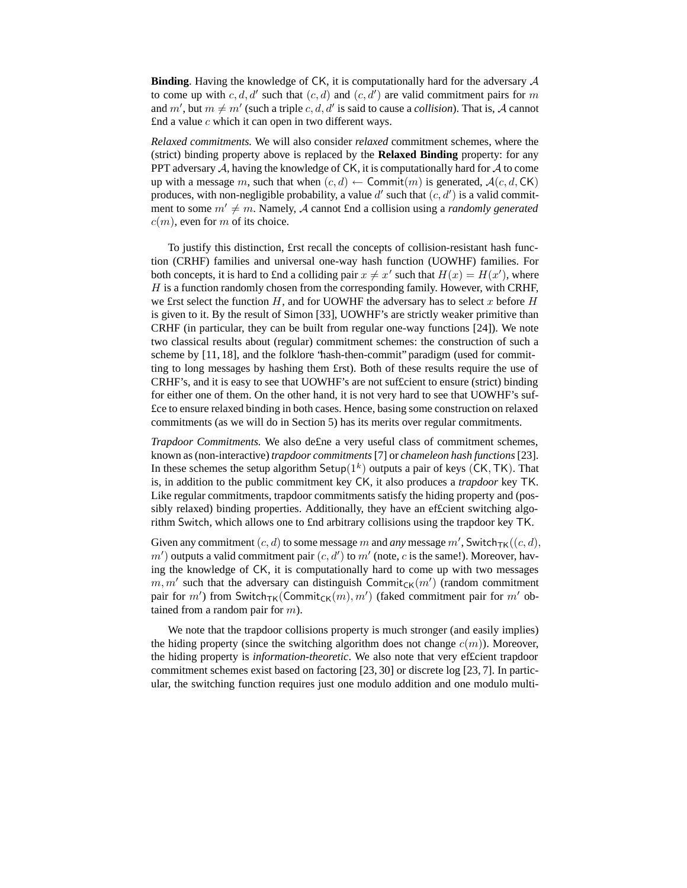**Binding**. Having the knowledge of $\mathsf{CK}$, it is computationally hard for the adversary $\mathcal{A}$ to come up with $c, d, d'$ such that $(c, d)$ and $(c, d')$ are valid commitment pairs for $m$ and $m'$, but $m \neq m'$ (such a triple $c, d, d'$ is said to cause a *collision*). That is, $\mathcal{A}$ cannot find a value $c$ which it can open in two different ways.

*Relaxed commitments.* We will also consider *relaxed* commitment schemes, where the (strict) binding property above is replaced by the **Relaxed Binding** property: for any PPT adversary $\mathcal{A}$, having the knowledge of $\mathsf{CK}$, it is computationally hard for $\mathcal{A}$ to come up with a message $m$, such that when $(c, d) \leftarrow \mathsf{Commit}(m)$ is generated, $\mathcal{A}(c, d, \mathsf{CK})$ produces, with non-negligible probability, a value $d'$ such that $(c, d')$ is a valid commitment to some $m' \neq m$. Namely, $\mathcal{A}$ cannot find a collision using a *randomly generated* $c(m)$, even for $m$ of its choice.

To justify this distinction, first recall the concepts of collision-resistant hash function (CRHF) families and universal one-way hash function (UOWHF) families. For both concepts, it is hard to find a colliding pair $x \neq x'$ such that $H(x) = H(x')$, where $H$ is a function randomly chosen from the corresponding family. However, with CRHF, we first select the function $H$, and for UOWHF the adversary has to select $x$ before $H$ is given to it. By the result of Simon [33], UOWHF's are strictly weaker primitive than CRHF (in particular, they can be built from regular one-way functions [24]). We note two classical results about (regular) commitment schemes: the construction of such a scheme by [11, 18], and the folklore "hash-then-commit" paradigm (used for committing to long messages by hashing them first). Both of these results require the use of CRHF's, and it is easy to see that UOWHF's are not sufficient to ensure (strict) binding for either one of them. On the other hand, it is not very hard to see that UOWHF's suffice to ensure relaxed binding in both cases. Hence, basing some construction on relaxed commitments (as we will do in Section 5) has its merits over regular commitments.

*Trapdoor Commitments.* We also define a very useful class of commitment schemes, known as (non-interactive) *trapdoor commitments* [7] or *chameleon hash functions* [23]. In these schemes the setup algorithm $\mathsf{Setup}(1^k)$ outputs a pair of keys $(\mathsf{CK}, \mathsf{TK})$. That is, in addition to the public commitment key $\mathsf{CK}$, it also produces a *trapdoor* key $\mathsf{TK}$. Like regular commitments, trapdoor commitments satisfy the hiding property and (possibly relaxed) binding properties. Additionally, they have an efficient switching algorithm $\mathsf{Switch}$, which allows one to find arbitrary collisions using the trapdoor key $\mathsf{TK}$.

Given any commitment $(c, d)$ to some message $m$ and *any* message $m'$, $\mathsf{Switch}_{\mathsf{TK}}((c, d), m')$ outputs a valid commitment pair $(c, d')$ to $m'$ (note, $c$ is the same!). Moreover, having the knowledge of $\mathsf{CK}$, it is computationally hard to come up with two messages $m, m'$ such that the adversary can distinguish $\mathsf{Commit}_{\mathsf{CK}}(m')$ (random commitment pair for $m'$) from $\mathsf{Switch}_{\mathsf{TK}}(\mathsf{Commit}_{\mathsf{CK}}(m), m')$ (faked commitment pair for $m'$ obtained from a random pair for $m$).

We note that the trapdoor collisions property is much stronger (and easily implies) the hiding property (since the switching algorithm does not change $c(m)$). Moreover, the hiding property is *information-theoretic*. We also note that very efficient trapdoor commitment schemes exist based on factoring [23, 30] or discrete log [23, 7]. In particular, the switching function requires just one modulo addition and one modulo multi-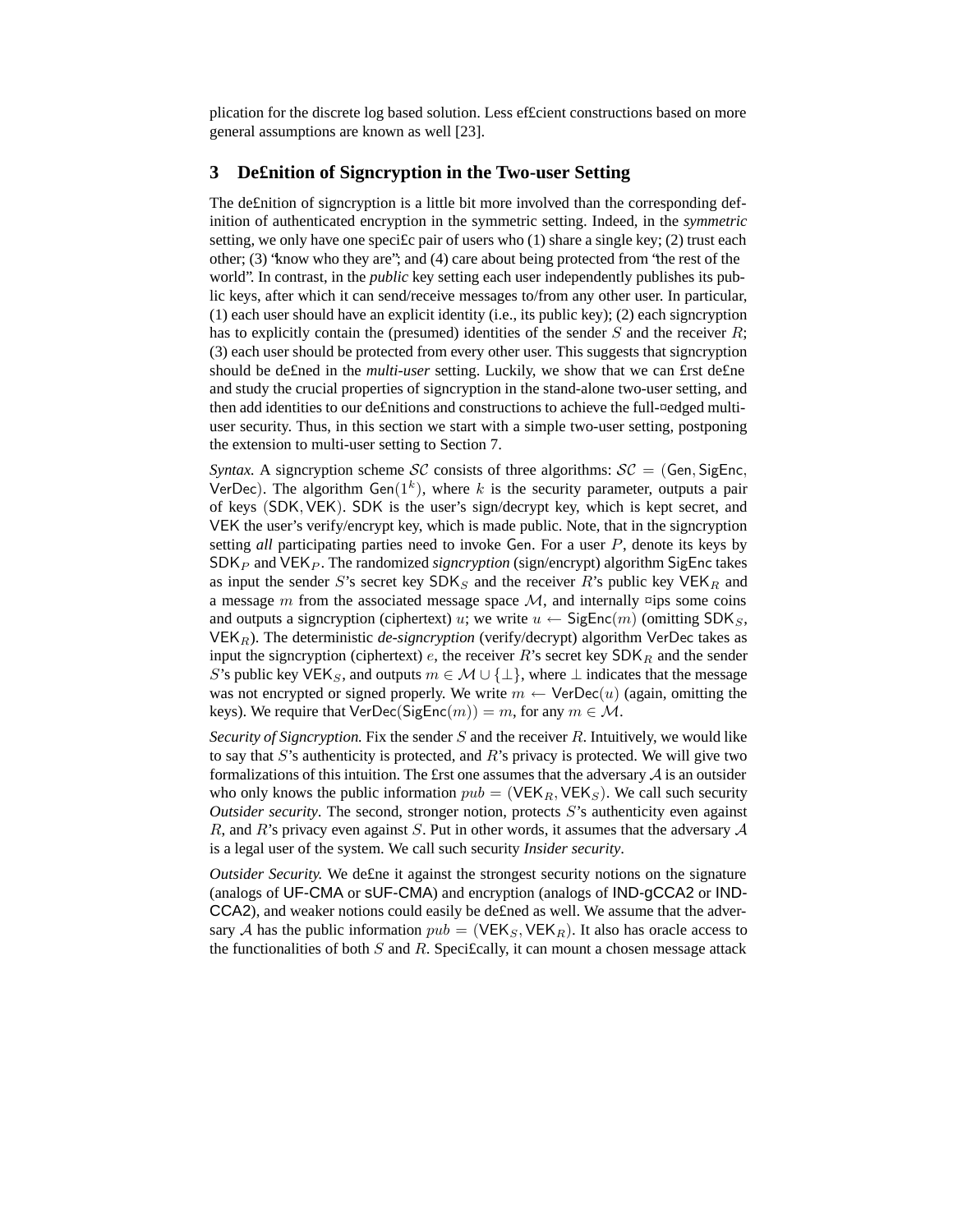plication for the discrete log based solution. Less efficient constructions based on more general assumptions are known as well [23].

## 3 Definition of Signcryption in the Two-user Setting

The definition of signcryption is a little bit more involved than the corresponding definition of authenticated encryption in the symmetric setting. Indeed, in the *symmetric* setting, we only have one specific pair of users who (1) share a single key; (2) trust each other; (3) "know who they are"; and (4) care about being protected from "the rest of the world". In contrast, in the *public* key setting each user independently publishes its public keys, after which it can send/receive messages to/from any other user. In particular, (1) each user should have an explicit identity (i.e., its public key); (2) each signcryption has to explicitly contain the (presumed) identities of the sender $S$ and the receiver $R$; (3) each user should be protected from every other user. This suggests that signcryption should be defined in the *multi-user* setting. Luckily, we show that we can first define and study the crucial properties of signcryption in the stand-alone two-user setting, and then add identities to our definitions and constructions to achieve the full-fledged multi-user security. Thus, in this section we start with a simple two-user setting, postponing the extension to multi-user setting to Section 7.

*Syntax.* A signcryption scheme $\mathcal{SC}$ consists of three algorithms: $\mathcal{SC} = (\mathsf{Gen}, \mathsf{SigEnc}, \mathsf{VerDec})$. The algorithm $\mathsf{Gen}(1^k)$, where $k$ is the security parameter, outputs a pair of keys $(\mathsf{SDK}, \mathsf{VEK})$. $\mathsf{SDK}$ is the user's sign/decrypt key, which is kept secret, and $\mathsf{VEK}$ the user's verify/encrypt key, which is made public. Note, that in the signcryption setting *all* participating parties need to invoke $\mathsf{Gen}$. For a user $P$, denote its keys by $\mathsf{SDK}_P$ and $\mathsf{VEK}_P$. The randomized *signcryption* (sign/encrypt) algorithm $\mathsf{SigEnc}$ takes as input the sender $S$'s secret key $\mathsf{SDK}_S$ and the receiver $R$'s public key $\mathsf{VEK}_R$ and a message $m$ from the associated message space $\mathcal{M}$, and internally flips some coins and outputs a signcryption (ciphertext) $u$; we write $u \leftarrow \mathsf{SigEnc}(m)$ (omitting $\mathsf{SDK}_S$, $\mathsf{VEK}_R$). The deterministic *de-signcryption* (verify/decrypt) algorithm $\mathsf{VerDec}$ takes as input the signcryption (ciphertext) $e$, the receiver $R$'s secret key $\mathsf{SDK}_R$ and the sender $S$'s public key $\mathsf{VEK}_S$, and outputs $m \in \mathcal{M} \cup \{\bot\}$, where $\bot$ indicates that the message was not encrypted or signed properly. We write $m \leftarrow \mathsf{VerDec}(u)$ (again, omitting the keys). We require that $\mathsf{VerDec}(\mathsf{SigEnc}(m)) = m$, for any $m \in \mathcal{M}$.

*Security of Signcryption.* Fix the sender $S$ and the receiver $R$. Intuitively, we would like to say that $S$'s authenticity is protected, and $R$'s privacy is protected. We will give two formalizations of this intuition. The first one assumes that the adversary $\mathcal{A}$ is an outsider who only knows the public information $pub = (\mathsf{VEK}_R, \mathsf{VEK}_S)$. We call such security *Outsider security*. The second, stronger notion, protects $S$'s authenticity even against $R$, and $R$'s privacy even against $S$. Put in other words, it assumes that the adversary $\mathcal{A}$ is a legal user of the system. We call such security *Insider security*.

*Outsider Security.* We define it against the strongest security notions on the signature (analogs of UF-CMA or sUF-CMA) and encryption (analogs of IND-gCCA2 or IND-CCA2), and weaker notions could easily be defined as well. We assume that the adversary $\mathcal{A}$ has the public information $pub = (\mathsf{VEK}_S, \mathsf{VEK}_R)$. It also has oracle access to the functionalities of both $S$ and $R$. Specifically, it can mount a chosen message attack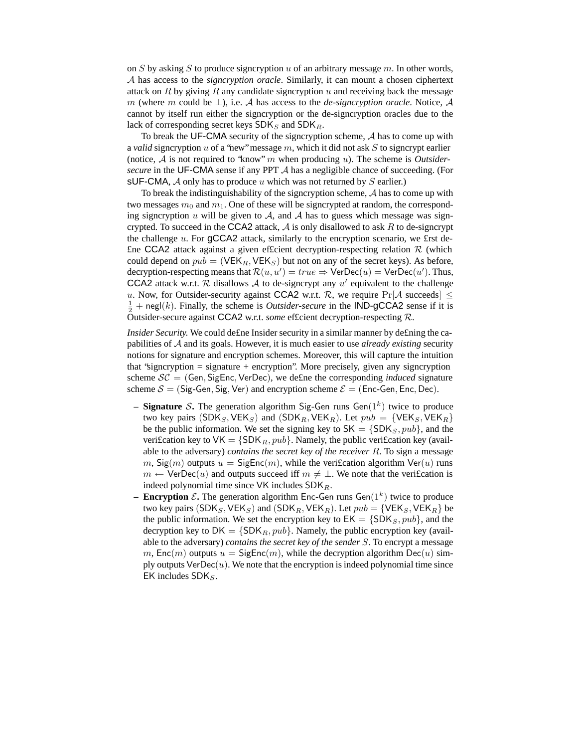on $S$ by asking $S$ to produce signcryption $u$ of an arbitrary message $m$. In other words, $\mathcal{A}$ has access to the *signcryption oracle*. Similarly, it can mount a chosen ciphertext attack on $R$ by giving $R$ any candidate signcryption $u$ and receiving back the message $m$ (where $m$ could be $\perp$), i.e. $\mathcal{A}$ has access to the *de-signcryption oracle*. Notice, $\mathcal{A}$ cannot by itself run either the signcryption or the de-signcryption oracles due to the lack of corresponding secret keys $\mathsf{SDK}_S$ and $\mathsf{SDK}_R$.

To break the UF-CMA security of the signcryption scheme, $\mathcal{A}$ has to come up with a *valid* signcryption $u$ of a "new" message $m$, which it did not ask $S$ to signcrypt earlier (notice, $\mathcal{A}$ is not required to "know" $m$ when producing $u$). The scheme is *Outsider-secure* in the UF-CMA sense if any PPT $\mathcal{A}$ has a negligible chance of succeeding. (For sUF-CMA, $\mathcal{A}$ only has to produce $u$ which was not returned by $S$ earlier.)

To break the indistinguishability of the signcryption scheme, $\mathcal{A}$ has to come up with two messages $m_0$ and $m_1$. One of these will be signcrypted at random, the corresponding signcryption $u$ will be given to $\mathcal{A}$, and $\mathcal{A}$ has to guess which message was signcrypted. To succeed in the CCA2 attack, $\mathcal{A}$ is only disallowed to ask $R$ to de-signcrypt the challenge $u$. For gCCA2 attack, similarly to the encryption scenario, we first define CCA2 attack against a given efficient decryption-respecting relation $\mathcal{R}$ (which could depend on $pub = (\mathsf{VEK}_R, \mathsf{VEK}_S)$ but not on any of the secret keys). As before, decryption-respecting means that $\mathcal{R}(u, u') = true \Rightarrow \mathsf{VerDec}(u) = \mathsf{VerDec}(u')$. Thus, CCA2 attack w.r.t. $\mathcal{R}$ disallows $\mathcal{A}$ to de-signcrypt any $u'$ equivalent to the challenge $u$. Now, for Outsider-security against CCA2 w.r.t. $\mathcal{R}$, we require $\Pr[\mathcal{A} \text{ succeeds}] \leq \frac{1}{2} + \mathsf{negl}(k)$. Finally, the scheme is *Outsider-secure* in the IND-gCCA2 sense if it is Outsider-secure against CCA2 w.r.t. *some* efficient decryption-respecting $\mathcal{R}$.

*Insider Security.* We could define Insider security in a similar manner by defining the capabilities of $\mathcal{A}$ and its goals. However, it is much easier to use *already existing* security notions for signature and encryption schemes. Moreover, this will capture the intuition that "signcryption = signature + encryption". More precisely, given any signcryption scheme $\mathcal{SC} = (\mathsf{Gen}, \mathsf{SigEnc}, \mathsf{VerDec})$, we define the corresponding *induced* signature scheme $\mathcal{S} = (\mathsf{Sig\text{-}Gen}, \mathsf{Sig}, \mathsf{Ver})$ and encryption scheme $\mathcal{E} = (\mathsf{Enc\text{-}Gen}, \mathsf{Enc}, \mathsf{Dec})$.

- **Signature $\mathcal{S}$.** The generation algorithm Sig-Gen runs $\mathsf{Gen}(1^k)$ twice to produce two key pairs $(\mathsf{SDK}_S, \mathsf{VEK}_S)$ and $(\mathsf{SDK}_R, \mathsf{VEK}_R)$. Let $pub = \{\mathsf{VEK}_S, \mathsf{VEK}_R\}$ be the public information. We set the signing key to $\mathsf{SK} = \{\mathsf{SDK}_S, pub\}$, and the verification key to $\mathsf{VK} = \{\mathsf{SDK}_R, pub\}$. Namely, the public verification key (available to the adversary) *contains the secret key of the receiver* $R$. To sign a message $m$, $\mathsf{Sig}(m)$ outputs $u = \mathsf{SigEnc}(m)$, while the verification algorithm $\mathsf{Ver}(u)$ runs $m \leftarrow \mathsf{VerDec}(u)$ and outputs succeed iff $m \neq \perp$. We note that the verification is indeed polynomial time since $\mathsf{VK}$ includes $\mathsf{SDK}_R$.
- **Encryption $\mathcal{E}$.** The generation algorithm Enc-Gen runs $\mathsf{Gen}(1^k)$ twice to produce two key pairs $(\mathsf{SDK}_S, \mathsf{VEK}_S)$ and $(\mathsf{SDK}_R, \mathsf{VEK}_R)$. Let $pub = \{\mathsf{VEK}_S, \mathsf{VEK}_R\}$ be the public information. We set the encryption key to $\mathsf{EK} = \{\mathsf{SDK}_S, pub\}$, and the decryption key to $\mathsf{DK} = \{\mathsf{SDK}_R, pub\}$. Namely, the public encryption key (available to the adversary) *contains the secret key of the sender* $S$. To encrypt a message $m$, $\mathsf{Enc}(m)$ outputs $u = \mathsf{SigEnc}(m)$, while the decryption algorithm $\mathsf{Dec}(u)$ simply outputs $\mathsf{VerDec}(u)$. We note that the encryption is indeed polynomial time since $\mathsf{EK}$ includes $\mathsf{SDK}_S$.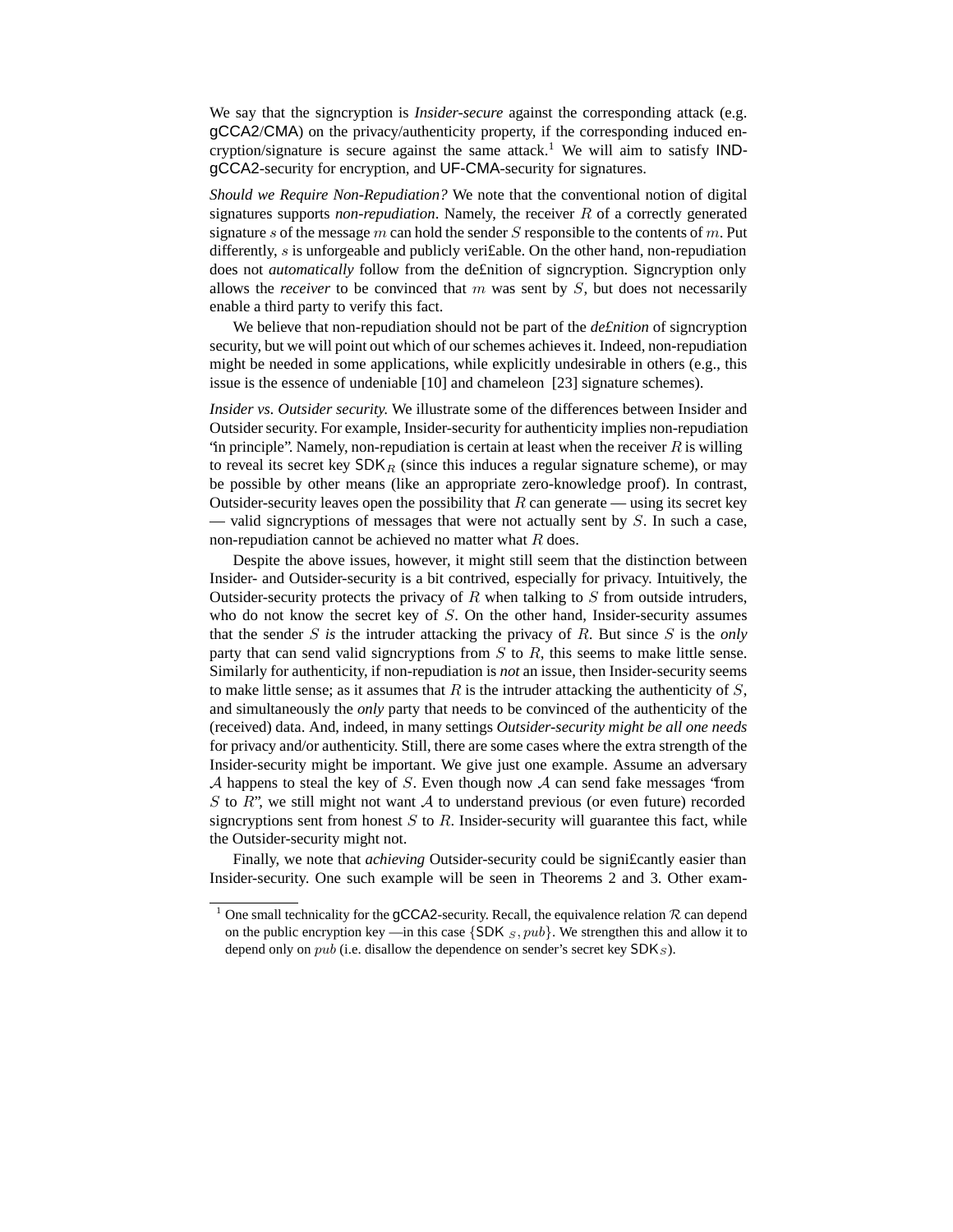We say that the signcryption is *Insider-secure* against the corresponding attack (e.g. gCCA2/CMA) on the privacy/authenticity property, if the corresponding induced encryption/signature is secure against the same attack.[1] We will aim to satisfy IND-gCCA2-security for encryption, and UF-CMA-security for signatures.

*Should we Require Non-Repudiation?* We note that the conventional notion of digital signatures supports *non-repudiation*. Namely, the receiver $R$ of a correctly generated signature $s$ of the message $m$ can hold the sender $S$ responsible to the contents of $m$. Put differently, $s$ is unforgeable and publicly veri£able. On the other hand, non-repudiation does not *automatically* follow from the de£nition of signcryption. Signcryption only allows the *receiver* to be convinced that $m$ was sent by $S$, but does not necessarily enable a third party to verify this fact.

We believe that non-repudiation should not be part of the *de£nition* of signcryption security, but we will point out which of our schemes achieves it. Indeed, non-repudiation might be needed in some applications, while explicitly undesirable in others (e.g., this issue is the essence of undeniable [10] and chameleon [23] signature schemes).

*Insider vs. Outsider security.* We illustrate some of the differences between Insider and Outsider security. For example, Insider-security for authenticity implies non-repudiation "in principle". Namely, non-repudiation is certain at least when the receiver $R$ is willing to reveal its secret key $\mathsf{SDK}_R$ (since this induces a regular signature scheme), or may be possible by other means (like an appropriate zero-knowledge proof). In contrast, Outsider-security leaves open the possibility that $R$ can generate — using its secret key — valid signcryptions of messages that were not actually sent by $S$. In such a case, non-repudiation cannot be achieved no matter what $R$ does.

Despite the above issues, however, it might still seem that the distinction between Insider- and Outsider-security is a bit contrived, especially for privacy. Intuitively, the Outsider-security protects the privacy of $R$ when talking to $S$ from outside intruders, who do not know the secret key of $S$. On the other hand, Insider-security assumes that the sender $S$ *is* the intruder attacking the privacy of $R$. But since $S$ is the *only* party that can send valid signcryptions from $S$ to $R$, this seems to make little sense. Similarly for authenticity, if non-repudiation is *not* an issue, then Insider-security seems to make little sense; as it assumes that $R$ is the intruder attacking the authenticity of $S$, and simultaneously the *only* party that needs to be convinced of the authenticity of the (received) data. And, indeed, in many settings *Outsider-security might be all one needs* for privacy and/or authenticity. Still, there are some cases where the extra strength of the Insider-security might be important. We give just one example. Assume an adversary $\mathcal{A}$ happens to steal the key of $S$. Even though now $\mathcal{A}$ can send fake messages "from $S$ to $R$", we still might not want $\mathcal{A}$ to understand previous (or even future) recorded signcryptions sent from honest $S$ to $R$. Insider-security will guarantee this fact, while the Outsider-security might not.

Finally, we note that *achieving* Outsider-security could be signi£cantly easier than Insider-security. One such example will be seen in Theorems 2 and 3. Other exam-

[1] One small technicality for the gCCA2-security. Recall, the equivalence relation $\mathcal{R}$ can depend on the public encryption key —in this case $\{\mathsf{SDK}_S, pub\}$. We strengthen this and allow it to depend only on $pub$ (i.e. disallow the dependence on sender's secret key $\mathsf{SDK}_S$).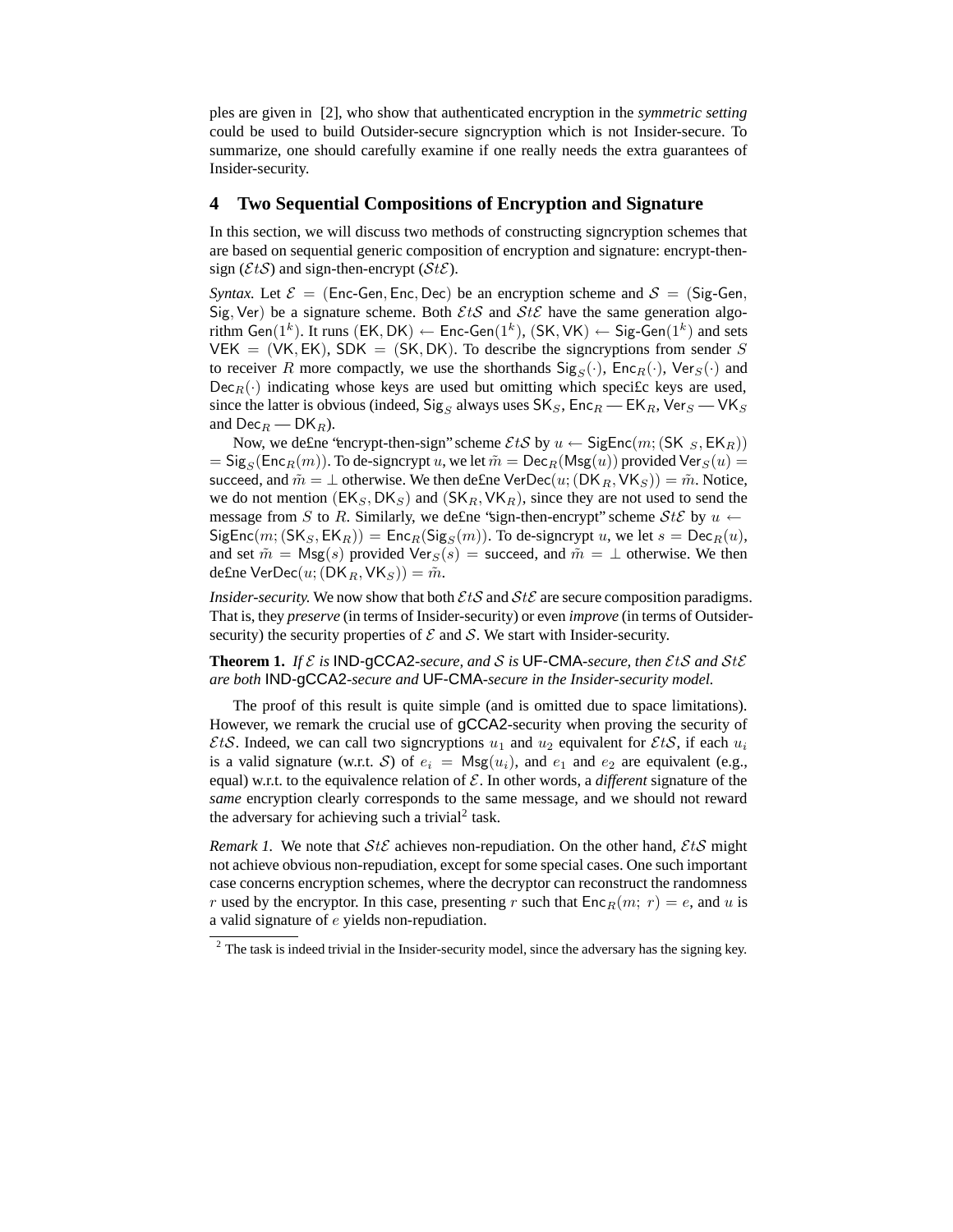ples are given in [2], who show that authenticated encryption in the *symmetric setting* could be used to build Outsider-secure signcryption which is not Insider-secure. To summarize, one should carefully examine if one really needs the extra guarantees of Insider-security.

## 4 Two Sequential Compositions of Encryption and Signature

In this section, we will discuss two methods of constructing signcryption schemes that are based on sequential generic composition of encryption and signature: encrypt-then-sign ($\mathcal{E}t\mathcal{S}$) and sign-then-encrypt ($\mathcal{S}t\mathcal{E}$).

*Syntax.* Let $\mathcal{E} = (\mathsf{Enc\text{-}Gen}, \mathsf{Enc}, \mathsf{Dec})$ be an encryption scheme and $\mathcal{S} = (\mathsf{Sig\text{-}Gen}, \mathsf{Sig}, \mathsf{Ver})$ be a signature scheme. Both $\mathcal{E}t\mathcal{S}$ and $\mathcal{S}t\mathcal{E}$ have the same generation algorithm $\mathsf{Gen}(1^k)$. It runs $(\mathsf{EK}, \mathsf{DK}) \leftarrow \mathsf{Enc\text{-}Gen}(1^k)$, $(\mathsf{SK}, \mathsf{VK}) \leftarrow \mathsf{Sig\text{-}Gen}(1^k)$ and sets $\mathsf{VEK} = (\mathsf{VK}, \mathsf{EK})$, $\mathsf{SDK} = (\mathsf{SK}, \mathsf{DK})$. To describe the signcryptions from sender $S$ to receiver $R$ more compactly, we use the shorthands $\mathsf{Sig}_S(\cdot)$, $\mathsf{Enc}_R(\cdot)$, $\mathsf{Ver}_S(\cdot)$ and $\mathsf{Dec}_R(\cdot)$ indicating whose keys are used but omitting which specific keys are used, since the latter is obvious (indeed, $\mathsf{Sig}_S$ always uses $\mathsf{SK}_S$, $\mathsf{Enc}_R$ — $\mathsf{EK}_R$, $\mathsf{Ver}_S$ — $\mathsf{VK}_S$ and $\mathsf{Dec}_R$ — $\mathsf{DK}_R$).

Now, we define "encrypt-then-sign" scheme $\mathcal{E}t\mathcal{S}$ by $u \leftarrow \mathsf{SigEnc}(m; (\mathsf{SK}_S, \mathsf{EK}_R)) = \mathsf{Sig}_S(\mathsf{Enc}_R(m))$. To de-signcrypt $u$, we let $\tilde{m} = \mathsf{Dec}_R(\mathsf{Msg}(u))$ provided $\mathsf{Ver}_S(u) =$ succeed, and $\tilde{m} = \bot$ otherwise. We then define $\mathsf{VerDec}(u; (\mathsf{DK}_R, \mathsf{VK}_S)) = \tilde{m}$. Notice, we do not mention $(\mathsf{EK}_S, \mathsf{DK}_S)$ and $(\mathsf{SK}_R, \mathsf{VK}_R)$, since they are not used to send the message from $S$ to $R$. Similarly, we define "sign-then-encrypt" scheme $\mathcal{S}t\mathcal{E}$ by $u \leftarrow \mathsf{SigEnc}(m; (\mathsf{SK}_S, \mathsf{EK}_R)) = \mathsf{Enc}_R(\mathsf{Sig}_S(m))$. To de-signcrypt $u$, we let $s = \mathsf{Dec}_R(u)$, and set $\tilde{m} = \mathsf{Msg}(s)$ provided $\mathsf{Ver}_S(s) =$ succeed, and $\tilde{m} = \bot$ otherwise. We then define $\mathsf{VerDec}(u; (\mathsf{DK}_R, \mathsf{VK}_S)) = \tilde{m}$.

*Insider-security.* We now show that both $\mathcal{E}t\mathcal{S}$ and $\mathcal{S}t\mathcal{E}$ are secure composition paradigms. That is, they *preserve* (in terms of Insider-security) or even *improve* (in terms of Outsider-security) the security properties of $\mathcal{E}$ and $\mathcal{S}$. We start with Insider-security.

**Theorem 1.** *If $\mathcal{E}$ is* IND-gCCA2*-secure, and $\mathcal{S}$ is* UF-CMA*-secure, then $\mathcal{E}t\mathcal{S}$ and $\mathcal{S}t\mathcal{E}$ are both* IND-gCCA2*-secure and* UF-CMA*-secure in the Insider-security model.*

The proof of this result is quite simple (and is omitted due to space limitations). However, we remark the crucial use of gCCA2-security when proving the security of $\mathcal{E}t\mathcal{S}$. Indeed, we can call two signcryptions $u_1$ and $u_2$ equivalent for $\mathcal{E}t\mathcal{S}$, if each $u_i$ is a valid signature (w.r.t. $\mathcal{S}$) of $e_i = \mathsf{Msg}(u_i)$, and $e_1$ and $e_2$ are equivalent (e.g., equal) w.r.t. to the equivalence relation of $\mathcal{E}$. In other words, a *different* signature of the *same* encryption clearly corresponds to the same message, and we should not reward the adversary for achieving such a trivial[2] task.

*Remark 1.* We note that $\mathcal{S}t\mathcal{E}$ achieves non-repudiation. On the other hand, $\mathcal{E}t\mathcal{S}$ might not achieve obvious non-repudiation, except for some special cases. One such important case concerns encryption schemes, where the decryptor can reconstruct the randomness $r$ used by the encryptor. In this case, presenting $r$ such that $\mathsf{Enc}_R(m;\ r) = e$, and $u$ is a valid signature of $e$ yields non-repudiation.

[2] The task is indeed trivial in the Insider-security model, since the adversary has the signing key.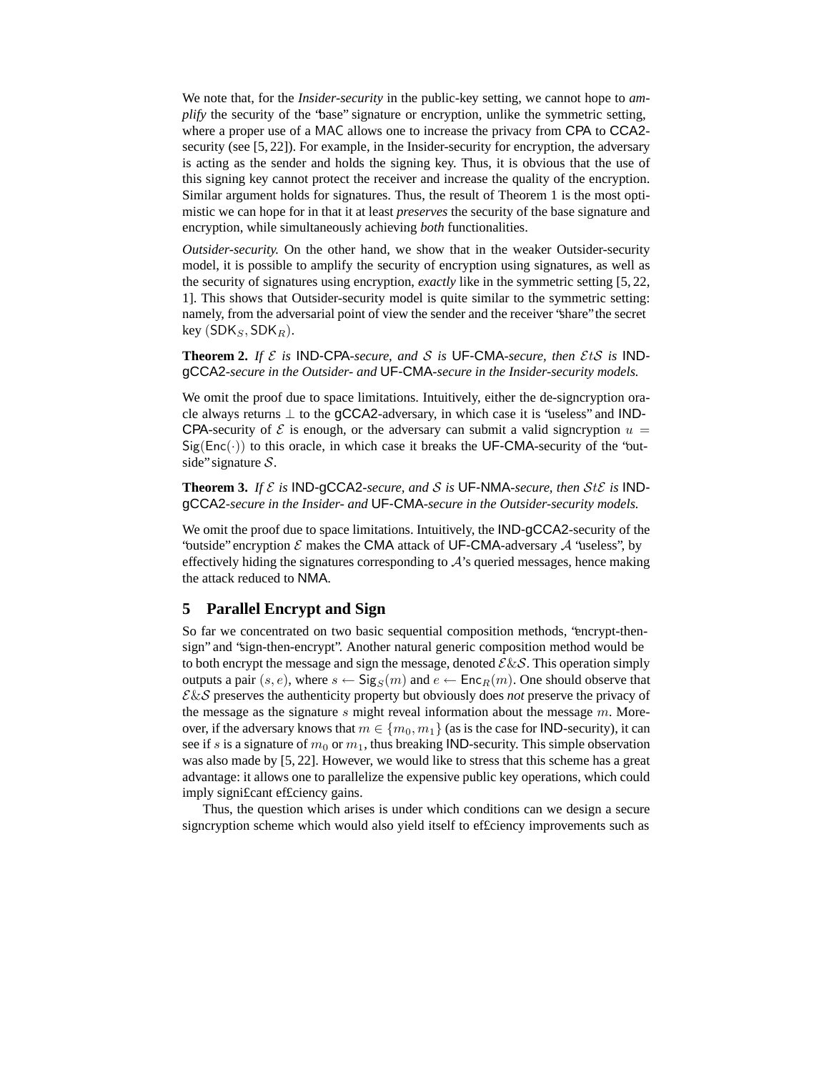We note that, for the *Insider-security* in the public-key setting, we cannot hope to *amplify* the security of the "base" signature or encryption, unlike the symmetric setting, where a proper use of a MAC allows one to increase the privacy from CPA to CCA2-security (see [5, 22]). For example, in the Insider-security for encryption, the adversary is acting as the sender and holds the signing key. Thus, it is obvious that the use of this signing key cannot protect the receiver and increase the quality of the encryption. Similar argument holds for signatures. Thus, the result of Theorem 1 is the most optimistic we can hope for in that it at least *preserves* the security of the base signature and encryption, while simultaneously achieving *both* functionalities.

*Outsider-security.* On the other hand, we show that in the weaker Outsider-security model, it is possible to amplify the security of encryption using signatures, as well as the security of signatures using encryption, *exactly* like in the symmetric setting [5, 22, 1]. This shows that Outsider-security model is quite similar to the symmetric setting: namely, from the adversarial point of view the sender and the receiver "share" the secret key $(\mathsf{SDK}_S, \mathsf{SDK}_R)$.

**Theorem 2.** *If $\mathcal{E}$ is IND-CPA-secure, and $\mathcal{S}$ is UF-CMA-secure, then $\mathcal{E}t\mathcal{S}$ is IND-gCCA2-secure in the Outsider- and UF-CMA-secure in the Insider-security models.*

We omit the proof due to space limitations. Intuitively, either the de-signcryption oracle always returns $\perp$ to the gCCA2-adversary, in which case it is "useless" and IND-CPA-security of $\mathcal{E}$ is enough, or the adversary can submit a valid signcryption $u = \mathsf{Sig}(\mathsf{Enc}(\cdot))$ to this oracle, in which case it breaks the UF-CMA-security of the "outside" signature $\mathcal{S}$.

**Theorem 3.** *If $\mathcal{E}$ is IND-gCCA2-secure, and $\mathcal{S}$ is UF-NMA-secure, then $\mathcal{S}t\mathcal{E}$ is IND-gCCA2-secure in the Insider- and UF-CMA-secure in the Outsider-security models.*

We omit the proof due to space limitations. Intuitively, the IND-gCCA2-security of the "outside" encryption $\mathcal{E}$ makes the CMA attack of UF-CMA-adversary $\mathcal{A}$ "useless", by effectively hiding the signatures corresponding to $\mathcal{A}$'s queried messages, hence making the attack reduced to NMA.

## 5 Parallel Encrypt and Sign

So far we concentrated on two basic sequential composition methods, "encrypt-then-sign" and "sign-then-encrypt". Another natural generic composition method would be to both encrypt the message and sign the message, denoted $\mathcal{E}\&\mathcal{S}$. This operation simply outputs a pair $(s, e)$, where $s \leftarrow \mathsf{Sig}_S(m)$ and $e \leftarrow \mathsf{Enc}_R(m)$. One should observe that $\mathcal{E}\&\mathcal{S}$ preserves the authenticity property but obviously does *not* preserve the privacy of the message as the signature $s$ might reveal information about the message $m$. Moreover, if the adversary knows that $m \in \{m_0, m_1\}$ (as is the case for IND-security), it can see if $s$ is a signature of $m_0$ or $m_1$, thus breaking IND-security. This simple observation was also made by [5, 22]. However, we would like to stress that this scheme has a great advantage: it allows one to parallelize the expensive public key operations, which could imply significant efficiency gains.

Thus, the question which arises is under which conditions can we design a secure signcryption scheme which would also yield itself to efficiency improvements such as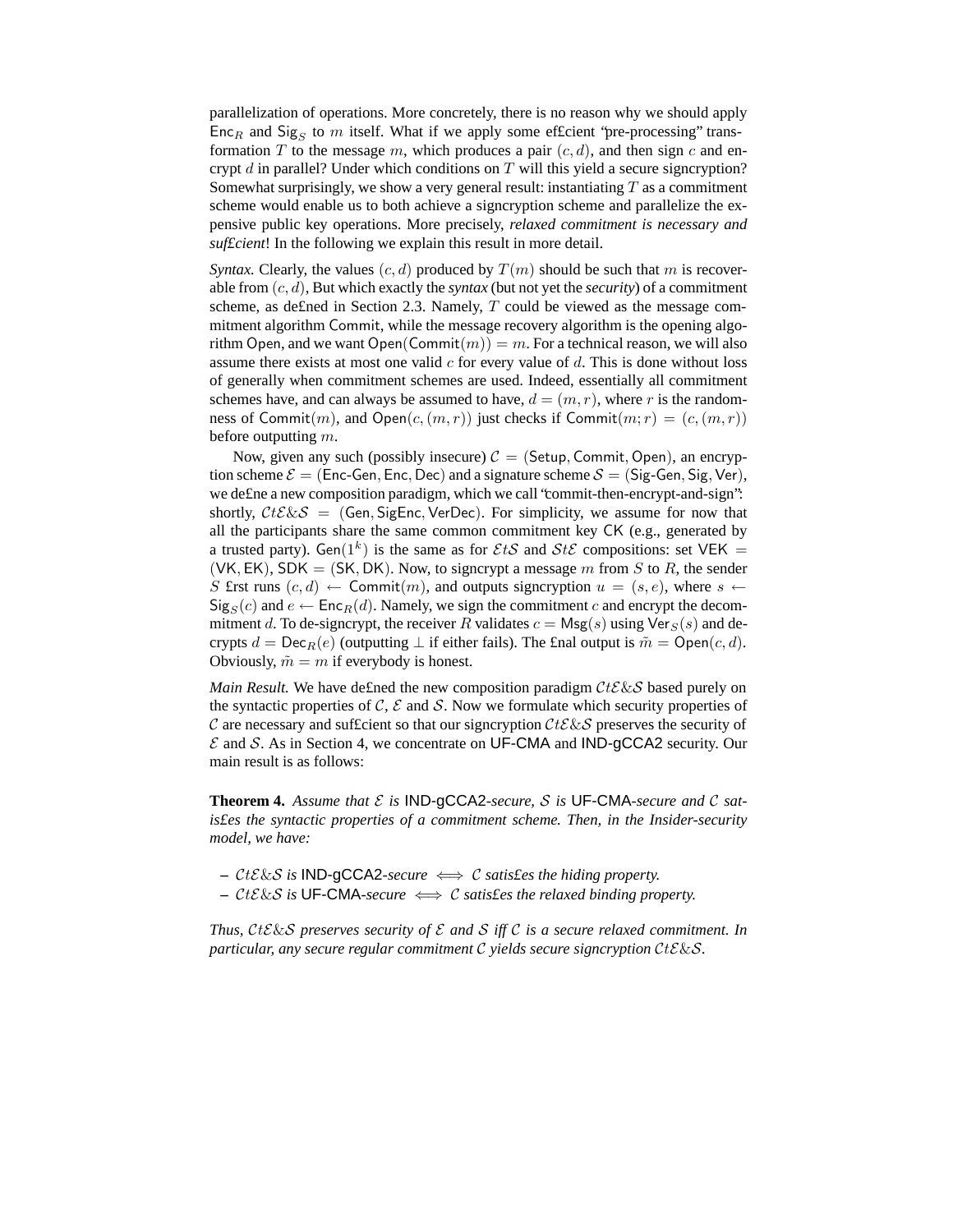parallelization of operations. More concretely, there is no reason why we should apply $\mathsf{Enc}_R$ and $\mathsf{Sig}_S$ to $m$ itself. What if we apply some ef£cient "pre-processing" transformation $T$ to the message $m$, which produces a pair $(c, d)$, and then sign $c$ and encrypt $d$ in parallel? Under which conditions on $T$ will this yield a secure signcryption? Somewhat surprisingly, we show a very general result: instantiating $T$ as a commitment scheme would enable us to both achieve a signcryption scheme and parallelize the expensive public key operations. More precisely, *relaxed commitment is necessary and suf£cient*! In the following we explain this result in more detail.

*Syntax.* Clearly, the values $(c, d)$ produced by $T(m)$ should be such that $m$ is recoverable from $(c, d)$, But which exactly the *syntax* (but not yet the *security*) of a commitment scheme, as de£ned in Section 2.3. Namely, $T$ could be viewed as the message commitment algorithm $\mathsf{Commit}$, while the message recovery algorithm is the opening algorithm $\mathsf{Open}$, and we want $\mathsf{Open}(\mathsf{Commit}(m)) = m$. For a technical reason, we will also assume there exists at most one valid $c$ for every value of $d$. This is done without loss of generally when commitment schemes are used. Indeed, essentially all commitment schemes have, and can always be assumed to have, $d = (m, r)$, where $r$ is the randomness of $\mathsf{Commit}(m)$, and $\mathsf{Open}(c, (m, r))$ just checks if $\mathsf{Commit}(m; r) = (c, (m, r))$ before outputting $m$.

Now, given any such (possibly insecure) $\mathcal{C} = (\mathsf{Setup}, \mathsf{Commit}, \mathsf{Open})$, an encryption scheme $\mathcal{E} = (\mathsf{Enc\text{-}Gen}, \mathsf{Enc}, \mathsf{Dec})$ and a signature scheme $\mathcal{S} = (\mathsf{Sig\text{-}Gen}, \mathsf{Sig}, \mathsf{Ver})$, we de£ne a new composition paradigm, which we call "commit-then-encrypt-and-sign": shortly, $\mathcal{C}t\mathcal{E}\&\mathcal{S} = (\mathsf{Gen}, \mathsf{SigEnc}, \mathsf{VerDec})$. For simplicity, we assume for now that all the participants share the same common commitment key $\mathsf{CK}$ (e.g., generated by a trusted party). $\mathsf{Gen}(1^k)$ is the same as for $\mathcal{E}t\mathcal{S}$ and $\mathcal{S}t\mathcal{E}$ compositions: set $\mathsf{VEK} = (\mathsf{VK}, \mathsf{EK})$, $\mathsf{SDK} = (\mathsf{SK}, \mathsf{DK})$. Now, to signcrypt a message $m$ from $S$ to $R$, the sender $S$ £rst runs $(c, d) \leftarrow \mathsf{Commit}(m)$, and outputs signcryption $u = (s, e)$, where $s \leftarrow \mathsf{Sig}_S(c)$ and $e \leftarrow \mathsf{Enc}_R(d)$. Namely, we sign the commitment $c$ and encrypt the decommitment $d$. To de-signcrypt, the receiver $R$ validates $c = \mathsf{Msg}(s)$ using $\mathsf{Ver}_S(s)$ and decrypts $d = \mathsf{Dec}_R(e)$ (outputting $\perp$ if either fails). The £nal output is $\tilde{m} = \mathsf{Open}(c, d)$. Obviously, $\tilde{m} = m$ if everybody is honest.

*Main Result.* We have de£ned the new composition paradigm $\mathcal{C}t\mathcal{E}\&\mathcal{S}$ based purely on the syntactic properties of $\mathcal{C}$, $\mathcal{E}$ and $\mathcal{S}$. Now we formulate which security properties of $\mathcal{C}$ are necessary and suf£cient so that our signcryption $\mathcal{C}t\mathcal{E}\&\mathcal{S}$ preserves the security of $\mathcal{E}$ and $\mathcal{S}$. As in Section 4, we concentrate on UF-CMA and IND-gCCA2 security. Our main result is as follows:

**Theorem 4.** *Assume that $\mathcal{E}$ is* IND-gCCA2*-secure, $\mathcal{S}$ is* UF-CMA*-secure and $\mathcal{C}$ satis£es the syntactic properties of a commitment scheme. Then, in the Insider-security model, we have:*

- *$\mathcal{C}t\mathcal{E}\&\mathcal{S}$ is* IND-gCCA2*-secure $\iff$ $\mathcal{C}$ satis£es the hiding property.*
- *$\mathcal{C}t\mathcal{E}\&\mathcal{S}$ is* UF-CMA*-secure $\iff$ $\mathcal{C}$ satis£es the relaxed binding property.*

*Thus, $\mathcal{C}t\mathcal{E}\&\mathcal{S}$ preserves security of $\mathcal{E}$ and $\mathcal{S}$ iff $\mathcal{C}$ is a secure relaxed commitment. In particular, any secure regular commitment $\mathcal{C}$ yields secure signcryption $\mathcal{C}t\mathcal{E}\&\mathcal{S}$.*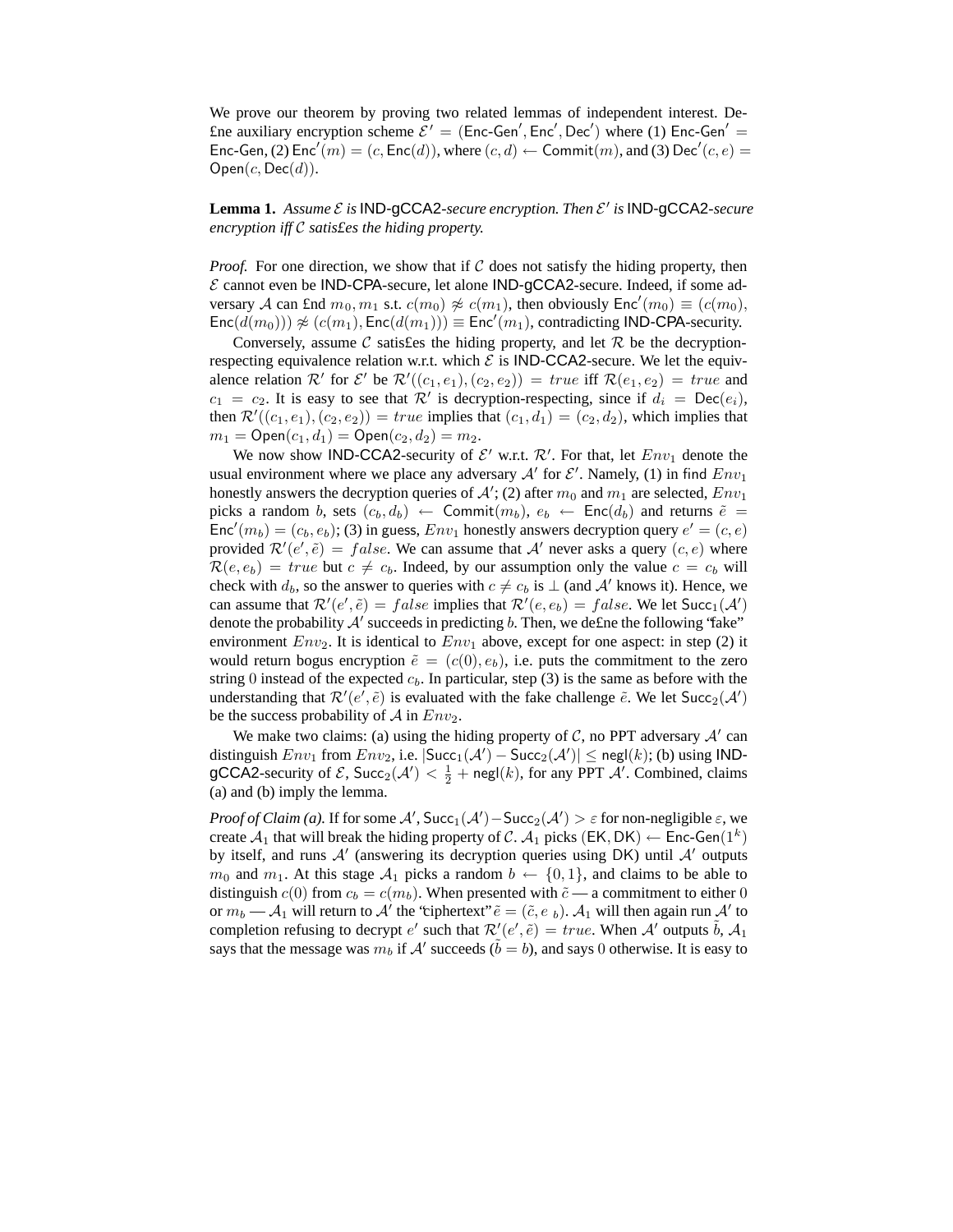We prove our theorem by proving two related lemmas of independent interest. Define auxiliary encryption scheme $\mathcal{E}' = (\mathsf{Enc\text{-}Gen}', \mathsf{Enc}', \mathsf{Dec}')$ where (1) $\mathsf{Enc\text{-}Gen}' = \mathsf{Enc\text{-}Gen}$, (2) $\mathsf{Enc}'(m) = (c, \mathsf{Enc}(d))$, where $(c, d) \leftarrow \mathsf{Commit}(m)$, and (3) $\mathsf{Dec}'(c, e) = \mathsf{Open}(c, \mathsf{Dec}(d))$.

**Lemma 1.** *Assume $\mathcal{E}$ is* IND-gCCA2*-secure encryption. Then $\mathcal{E}'$ is* IND-gCCA2*-secure encryption iff $\mathcal{C}$ satisfies the hiding property.*

*Proof.* For one direction, we show that if $\mathcal{C}$ does not satisfy the hiding property, then $\mathcal{E}$ cannot even be IND-CPA-secure, let alone IND-gCCA2-secure. Indeed, if some adversary $\mathcal{A}$ can find $m_0, m_1$ s.t. $c(m_0) \not\approx c(m_1)$, then obviously $\mathsf{Enc}'(m_0) \equiv (c(m_0), \mathsf{Enc}(d(m_0))) \not\approx (c(m_1), \mathsf{Enc}(d(m_1))) \equiv \mathsf{Enc}'(m_1)$, contradicting IND-CPA-security.

Conversely, assume $\mathcal{C}$ satisfies the hiding property, and let $\mathcal{R}$ be the decryption-respecting equivalence relation w.r.t. which $\mathcal{E}$ is IND-CCA2-secure. We let the equivalence relation $\mathcal{R}'$ for $\mathcal{E}'$ be $\mathcal{R}'((c_1, e_1), (c_2, e_2)) = true$ iff $\mathcal{R}(e_1, e_2) = true$ and $c_1 = c_2$. It is easy to see that $\mathcal{R}'$ is decryption-respecting, since if $d_i = \mathsf{Dec}(e_i)$, then $\mathcal{R}'((c_1, e_1), (c_2, e_2)) = true$ implies that $(c_1, d_1) = (c_2, d_2)$, which implies that $m_1 = \mathsf{Open}(c_1, d_1) = \mathsf{Open}(c_2, d_2) = m_2$.

We now show IND-CCA2-security of $\mathcal{E}'$ w.r.t. $\mathcal{R}'$. For that, let $Env_1$ denote the usual environment where we place any adversary $\mathcal{A}'$ for $\mathcal{E}'$. Namely, (1) in find $Env_1$ honestly answers the decryption queries of $\mathcal{A}'$; (2) after $m_0$ and $m_1$ are selected, $Env_1$ picks a random $b$, sets $(c_b, d_b) \leftarrow \mathsf{Commit}(m_b)$, $e_b \leftarrow \mathsf{Enc}(d_b)$ and returns $\tilde{e} = \mathsf{Enc}'(m_b) = (c_b, e_b)$; (3) in guess, $Env_1$ honestly answers decryption query $e' = (c, e)$ provided $\mathcal{R}'(e', \tilde{e}) = false$. We can assume that $\mathcal{A}'$ never asks a query $(c, e)$ where $\mathcal{R}(e, e_b) = true$ but $c \neq c_b$. Indeed, by our assumption only the value $c = c_b$ will check with $d_b$, so the answer to queries with $c \neq c_b$ is $\perp$ (and $\mathcal{A}'$ knows it). Hence, we can assume that $\mathcal{R}'(e', \tilde{e}) = false$ implies that $\mathcal{R}'(e, e_b) = false$. We let $\mathsf{Succ}_1(\mathcal{A}')$ denote the probability $\mathcal{A}'$ succeeds in predicting $b$. Then, we define the following "fake" environment $Env_2$. It is identical to $Env_1$ above, except for one aspect: in step (2) it would return bogus encryption $\tilde{e} = (c(0), e_b)$, i.e. puts the commitment to the zero string $0$ instead of the expected $c_b$. In particular, step (3) is the same as before with the understanding that $\mathcal{R}'(e', \tilde{e})$ is evaluated with the fake challenge $\tilde{e}$. We let $\mathsf{Succ}_2(\mathcal{A}')$ be the success probability of $\mathcal{A}$ in $Env_2$.

We make two claims: (a) using the hiding property of $\mathcal{C}$, no PPT adversary $\mathcal{A}'$ can distinguish $Env_1$ from $Env_2$, i.e. $|\mathsf{Succ}_1(\mathcal{A}') - \mathsf{Succ}_2(\mathcal{A}')| \leq \mathsf{negl}(k)$; (b) using IND-gCCA2-security of $\mathcal{E}$, $\mathsf{Succ}_2(\mathcal{A}') < \frac{1}{2} + \mathsf{negl}(k)$, for any PPT $\mathcal{A}'$. Combined, claims (a) and (b) imply the lemma.

*Proof of Claim (a).* If for some $\mathcal{A}'$, $\mathsf{Succ}_1(\mathcal{A}') - \mathsf{Succ}_2(\mathcal{A}') > \varepsilon$ for non-negligible $\varepsilon$, we create $\mathcal{A}_1$ that will break the hiding property of $\mathcal{C}$. $\mathcal{A}_1$ picks $(\mathsf{EK}, \mathsf{DK}) \leftarrow \mathsf{Enc\text{-}Gen}(1^k)$ by itself, and runs $\mathcal{A}'$ (answering its decryption queries using $\mathsf{DK}$) until $\mathcal{A}'$ outputs $m_0$ and $m_1$. At this stage $\mathcal{A}_1$ picks a random $b \leftarrow \{0, 1\}$, and claims to be able to distinguish $c(0)$ from $c_b = c(m_b)$. When presented with $\tilde{c}$ — a commitment to either $0$ or $m_b$ — $\mathcal{A}_1$ will return to $\mathcal{A}'$ the "ciphertext" $\tilde{e} = (\tilde{c}, e_b)$. $\mathcal{A}_1$ will then again run $\mathcal{A}'$ to completion refusing to decrypt $e'$ such that $\mathcal{R}'(e', \tilde{e}) = true$. When $\mathcal{A}'$ outputs $\tilde{b}$, $\mathcal{A}_1$ says that the message was $m_b$ if $\mathcal{A}'$ succeeds ($\tilde{b} = b$), and says $0$ otherwise. It is easy to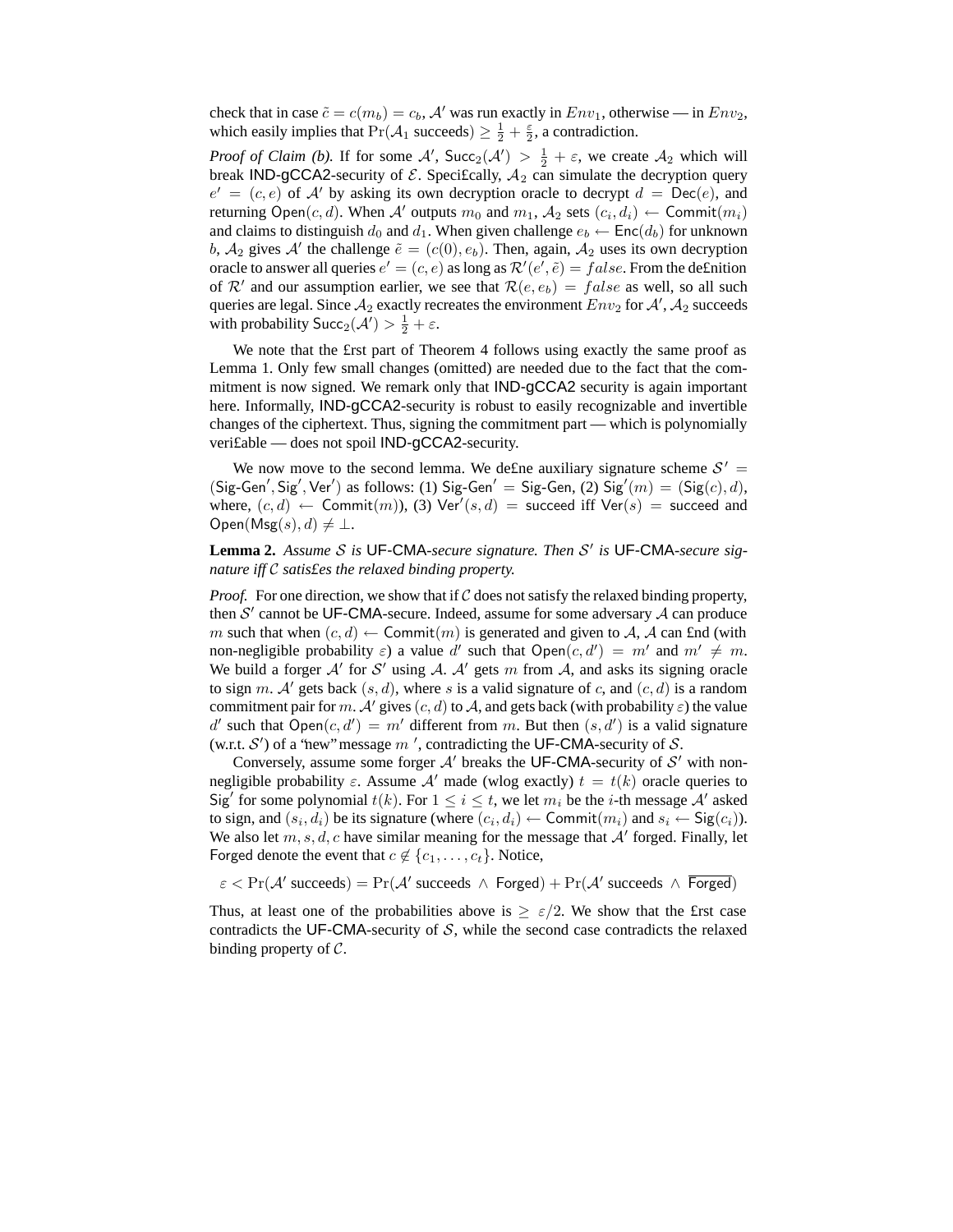check that in case $\tilde{c} = c(m_b) = c_b$, $\mathcal{A}'$ was run exactly in $Env_1$, otherwise — in $Env_2$, which easily implies that $\Pr(\mathcal{A}_1 \text{ succeeds}) \geq \frac{1}{2} + \frac{\varepsilon}{2}$, a contradiction.

*Proof of Claim (b).* If for some $\mathcal{A}'$, $\mathsf{Succ}_2(\mathcal{A}') > \frac{1}{2} + \varepsilon$, we create $\mathcal{A}_2$ which will break IND-gCCA2-security of $\mathcal{E}$. Speci£cally, $\mathcal{A}_2$ can simulate the decryption query $e' = (c, e)$ of $\mathcal{A}'$ by asking its own decryption oracle to decrypt $d = \mathsf{Dec}(e)$, and returning $\mathsf{Open}(c, d)$. When $\mathcal{A}'$ outputs $m_0$ and $m_1$, $\mathcal{A}_2$ sets $(c_i, d_i) \leftarrow \mathsf{Commit}(m_i)$ and claims to distinguish $d_0$ and $d_1$. When given challenge $e_b \leftarrow \mathsf{Enc}(d_b)$ for unknown $b$, $\mathcal{A}_2$ gives $\mathcal{A}'$ the challenge $\tilde{e} = (c(0), e_b)$. Then, again, $\mathcal{A}_2$ uses its own decryption oracle to answer all queries $e' = (c, e)$ as long as $\mathcal{R}'(e', \tilde{e}) = false$. From the de£nition of $\mathcal{R}'$ and our assumption earlier, we see that $\mathcal{R}(e, e_b) = false$ as well, so all such queries are legal. Since $\mathcal{A}_2$ exactly recreates the environment $Env_2$ for $\mathcal{A}'$, $\mathcal{A}_2$ succeeds with probability $\mathsf{Succ}_2(\mathcal{A}') > \frac{1}{2} + \varepsilon$.

We note that the £rst part of Theorem 4 follows using exactly the same proof as Lemma 1. Only few small changes (omitted) are needed due to the fact that the commitment is now signed. We remark only that IND-gCCA2 security is again important here. Informally, IND-gCCA2-security is robust to easily recognizable and invertible changes of the ciphertext. Thus, signing the commitment part — which is polynomially veri£able — does not spoil IND-gCCA2-security.

We now move to the second lemma. We de£ne auxiliary signature scheme $\mathcal{S}' = (\mathsf{Sig\text{-}Gen}', \mathsf{Sig}', \mathsf{Ver}')$ as follows: (1) $\mathsf{Sig\text{-}Gen}' = \mathsf{Sig\text{-}Gen}$, (2) $\mathsf{Sig}'(m) = (\mathsf{Sig}(c), d)$, where, $(c, d) \leftarrow \mathsf{Commit}(m)$), (3) $\mathsf{Ver}'(s, d) = \mathsf{succeed}$ iff $\mathsf{Ver}(s) = \mathsf{succeed}$ and $\mathsf{Open}(\mathsf{Msg}(s), d) \neq \perp$.

**Lemma 2.** *Assume $\mathcal{S}$ is* UF-CMA*-secure signature. Then $\mathcal{S}'$ is* UF-CMA*-secure signature iff $\mathcal{C}$ satis£es the relaxed binding property.*

*Proof.* For one direction, we show that if $\mathcal{C}$ does not satisfy the relaxed binding property, then $\mathcal{S}'$ cannot be UF-CMA-secure. Indeed, assume for some adversary $\mathcal{A}$ can produce $m$ such that when $(c, d) \leftarrow \mathsf{Commit}(m)$ is generated and given to $\mathcal{A}$, $\mathcal{A}$ can £nd (with non-negligible probability $\varepsilon$) a value $d'$ such that $\mathsf{Open}(c, d') = m'$ and $m' \neq m$. We build a forger $\mathcal{A}'$ for $\mathcal{S}'$ using $\mathcal{A}$. $\mathcal{A}'$ gets $m$ from $\mathcal{A}$, and asks its signing oracle to sign $m$. $\mathcal{A}'$ gets back $(s, d)$, where $s$ is a valid signature of $c$, and $(c, d)$ is a random commitment pair for $m$. $\mathcal{A}'$ gives $(c, d)$ to $\mathcal{A}$, and gets back (with probability $\varepsilon$) the value $d'$ such that $\mathsf{Open}(c, d') = m'$ different from $m$. But then $(s, d')$ is a valid signature (w.r.t. $\mathcal{S}'$) of a "new" message $m'$, contradicting the UF-CMA-security of $\mathcal{S}$.

Conversely, assume some forger $\mathcal{A}'$ breaks the UF-CMA-security of $\mathcal{S}'$ with non-negligible probability $\varepsilon$. Assume $\mathcal{A}'$ made (wlog exactly) $t = t(k)$ oracle queries to $\mathsf{Sig}'$ for some polynomial $t(k)$. For $1 \leq i \leq t$, we let $m_i$ be the $i$-th message $\mathcal{A}'$ asked to sign, and $(s_i, d_i)$ be its signature (where $(c_i, d_i) \leftarrow \mathsf{Commit}(m_i)$ and $s_i \leftarrow \mathsf{Sig}(c_i)$). We also let $m, s, d, c$ have similar meaning for the message that $\mathcal{A}'$ forged. Finally, let Forged denote the event that $c \notin \{c_1, \ldots, c_t\}$. Notice,

$$\varepsilon < \Pr(\mathcal{A}' \text{ succeeds}) = \Pr(\mathcal{A}' \text{ succeeds} \wedge \mathsf{Forged}) + \Pr(\mathcal{A}' \text{ succeeds} \wedge \overline{\mathsf{Forged}})$$

Thus, at least one of the probabilities above is $\geq \varepsilon/2$. We show that the £rst case contradicts the UF-CMA-security of $\mathcal{S}$, while the second case contradicts the relaxed binding property of $\mathcal{C}$.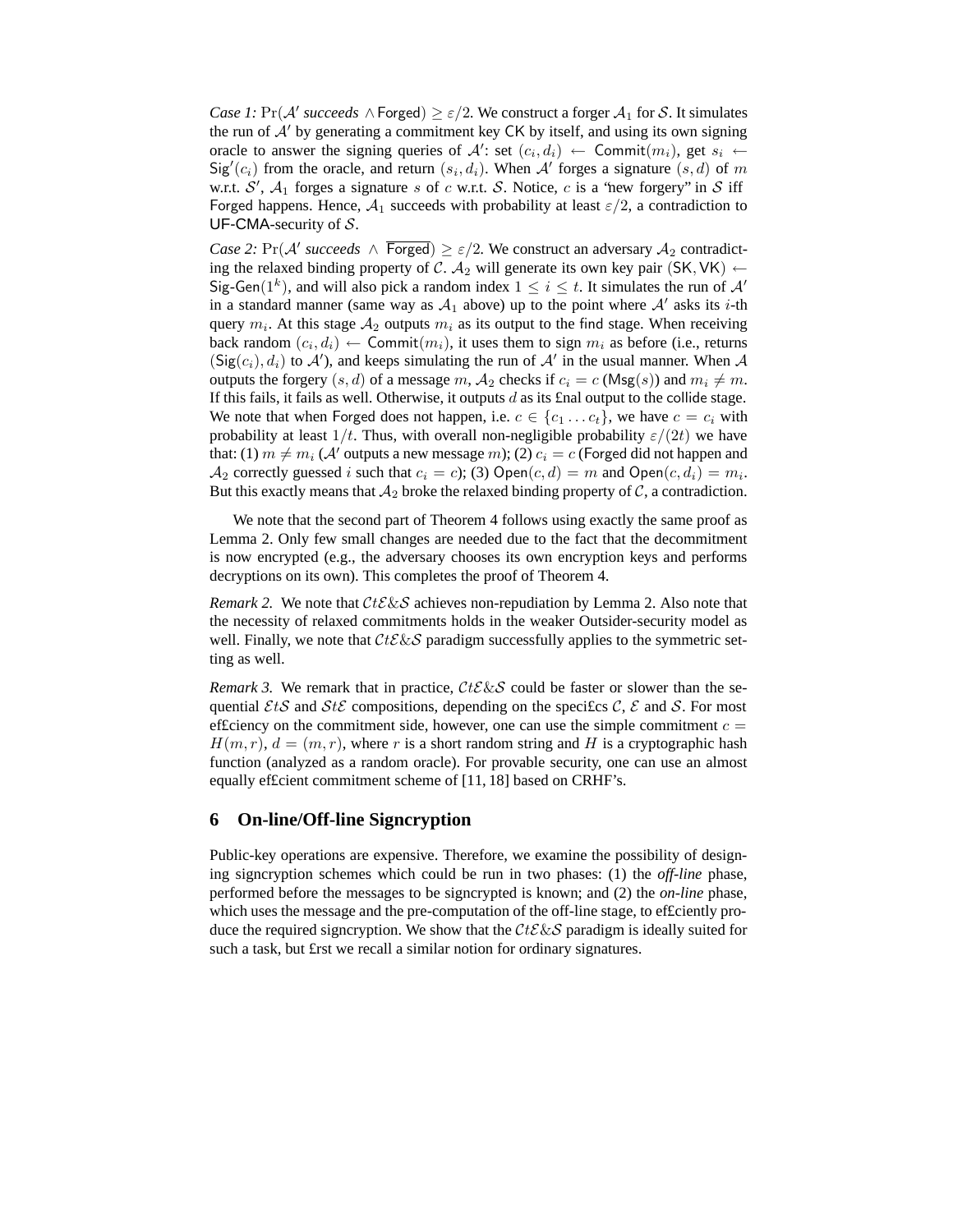*Case 1:* $\Pr(\mathcal{A}'$ *succeeds* $\wedge \mathsf{Forged}) \geq \varepsilon/2$. We construct a forger $\mathcal{A}_1$ for $\mathcal{S}$. It simulates the run of $\mathcal{A}'$ by generating a commitment key $\mathsf{CK}$ by itself, and using its own signing oracle to answer the signing queries of $\mathcal{A}'$: set $(c_i, d_i) \leftarrow \mathsf{Commit}(m_i)$, get $s_i \leftarrow \mathsf{Sig}'(c_i)$ from the oracle, and return $(s_i, d_i)$. When $\mathcal{A}'$ forges a signature $(s, d)$ of $m$ w.r.t. $\mathcal{S}'$, $\mathcal{A}_1$ forges a signature $s$ of $c$ w.r.t. $\mathcal{S}$. Notice, $c$ is a "new forgery" in $\mathcal{S}$ iff $\mathsf{Forged}$ happens. Hence, $\mathcal{A}_1$ succeeds with probability at least $\varepsilon/2$, a contradiction to UF-CMA-security of $\mathcal{S}$.

*Case 2:* $\Pr(\mathcal{A}'$ *succeeds* $\wedge\ \overline{\mathsf{Forged}}) \geq \varepsilon/2$. We construct an adversary $\mathcal{A}_2$ contradicting the relaxed binding property of $\mathcal{C}$. $\mathcal{A}_2$ will generate its own key pair $(\mathsf{SK}, \mathsf{VK}) \leftarrow \mathsf{Sig\text{-}Gen}(1^k)$, and will also pick a random index $1 \leq i \leq t$. It simulates the run of $\mathcal{A}'$ in a standard manner (same way as $\mathcal{A}_1$ above) up to the point where $\mathcal{A}'$ asks its $i$-th query $m_i$. At this stage $\mathcal{A}_2$ outputs $m_i$ as its output to the find stage. When receiving back random $(c_i, d_i) \leftarrow \mathsf{Commit}(m_i)$, it uses them to sign $m_i$ as before (i.e., returns $(\mathsf{Sig}(c_i), d_i)$ to $\mathcal{A}'$), and keeps simulating the run of $\mathcal{A}'$ in the usual manner. When $\mathcal{A}$ outputs the forgery $(s, d)$ of a message $m$, $\mathcal{A}_2$ checks if $c_i = c$ ($\mathsf{Msg}(s)$) and $m_i \neq m$. If this fails, it fails as well. Otherwise, it outputs $d$ as its final output to the collide stage. We note that when $\mathsf{Forged}$ does not happen, i.e. $c \in \{c_1 \ldots c_t\}$, we have $c = c_i$ with probability at least $1/t$. Thus, with overall non-negligible probability $\varepsilon/(2t)$ we have that: (1) $m \neq m_i$ ($\mathcal{A}'$ outputs a new message $m$); (2) $c_i = c$ ($\mathsf{Forged}$ did not happen and $\mathcal{A}_2$ correctly guessed $i$ such that $c_i = c$); (3) $\mathsf{Open}(c, d) = m$ and $\mathsf{Open}(c, d_i) = m_i$. But this exactly means that $\mathcal{A}_2$ broke the relaxed binding property of $\mathcal{C}$, a contradiction.

We note that the second part of Theorem 4 follows using exactly the same proof as Lemma 2. Only few small changes are needed due to the fact that the decommitment is now encrypted (e.g., the adversary chooses its own encryption keys and performs decryptions on its own). This completes the proof of Theorem 4.

*Remark 2.* We note that $\mathcal{C}t\mathcal{E}\&\mathcal{S}$ achieves non-repudiation by Lemma 2. Also note that the necessity of relaxed commitments holds in the weaker Outsider-security model as well. Finally, we note that $\mathcal{C}t\mathcal{E}\&\mathcal{S}$ paradigm successfully applies to the symmetric setting as well.

*Remark 3.* We remark that in practice, $\mathcal{C}t\mathcal{E}\&\mathcal{S}$ could be faster or slower than the sequential $\mathcal{E}t\mathcal{S}$ and $\mathcal{S}t\mathcal{E}$ compositions, depending on the specifics $\mathcal{C}$, $\mathcal{E}$ and $\mathcal{S}$. For most efficiency on the commitment side, however, one can use the simple commitment $c = H(m, r)$, $d = (m, r)$, where $r$ is a short random string and $H$ is a cryptographic hash function (analyzed as a random oracle). For provable security, one can use an almost equally efficient commitment scheme of [11, 18] based on CRHF's.

## 6 On-line/Off-line Signcryption

Public-key operations are expensive. Therefore, we examine the possibility of designing signcryption schemes which could be run in two phases: (1) the *off-line* phase, performed before the messages to be signcrypted is known; and (2) the *on-line* phase, which uses the message and the pre-computation of the off-line stage, to efficiently produce the required signcryption. We show that the $\mathcal{C}t\mathcal{E}\&\mathcal{S}$ paradigm is ideally suited for such a task, but first we recall a similar notion for ordinary signatures.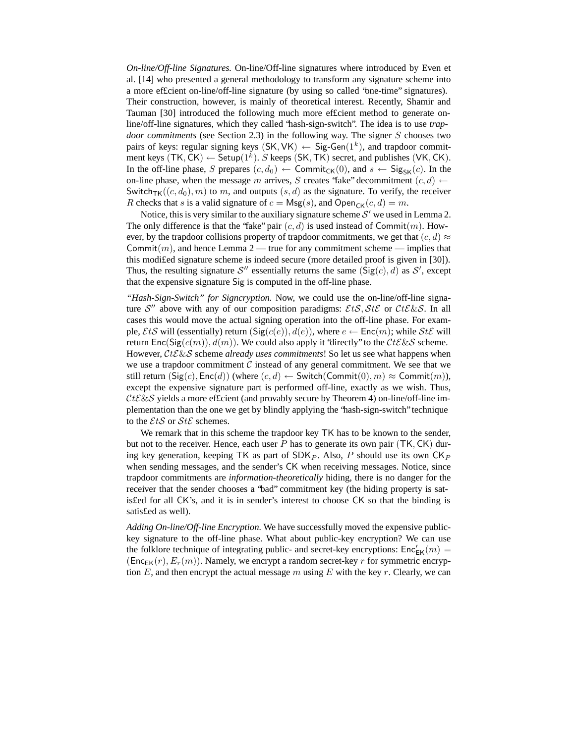*On-line/Off-line Signatures.* On-line/Off-line signatures where introduced by Even et al. [14] who presented a general methodology to transform any signature scheme into a more efficient on-line/off-line signature (by using so called "one-time" signatures). Their construction, however, is mainly of theoretical interest. Recently, Shamir and Tauman [30] introduced the following much more efficient method to generate on-line/off-line signatures, which they called "hash-sign-switch". The idea is to use *trapdoor commitments* (see Section 2.3) in the following way. The signer $S$ chooses two pairs of keys: regular signing keys $(\mathsf{SK}, \mathsf{VK}) \leftarrow \mathsf{Sig\text{-}Gen}(1^k)$, and trapdoor commitment keys $(\mathsf{TK}, \mathsf{CK}) \leftarrow \mathsf{Setup}(1^k)$. $S$ keeps $(\mathsf{SK}, \mathsf{TK})$ secret, and publishes $(\mathsf{VK}, \mathsf{CK})$. In the off-line phase, $S$ prepares $(c, d_0) \leftarrow \mathsf{Commit}_{\mathsf{CK}}(0)$, and $s \leftarrow \mathsf{Sig}_{\mathsf{SK}}(c)$. In the on-line phase, when the message $m$ arrives, $S$ creates "fake" decommitment $(c, d) \leftarrow \mathsf{Switch}_{\mathsf{TK}}((c, d_0), m)$ to $m$, and outputs $(s, d)$ as the signature. To verify, the receiver $R$ checks that $s$ is a valid signature of $c = \mathsf{Msg}(s)$, and $\mathsf{Open}_{\mathsf{CK}}(c, d) = m$.

Notice, this is very similar to the auxiliary signature scheme $\mathcal{S}'$ we used in Lemma 2. The only difference is that the "fake" pair $(c, d)$ is used instead of $\mathsf{Commit}(m)$. However, by the trapdoor collisions property of trapdoor commitments, we get that $(c, d) \approx \mathsf{Commit}(m)$, and hence Lemma 2 — true for any commitment scheme — implies that this modified signature scheme is indeed secure (more detailed proof is given in [30]). Thus, the resulting signature $\mathcal{S}''$ essentially returns the same $(\mathsf{Sig}(c), d)$ as $\mathcal{S}'$, except that the expensive signature $\mathsf{Sig}$ is computed in the off-line phase.

*"Hash-Sign-Switch" for Signcryption.* Now, we could use the on-line/off-line signature $\mathcal{S}''$ above with any of our composition paradigms: $\mathcal{E}t\mathcal{S}, \mathcal{S}t\mathcal{E}$ or $\mathcal{C}t\mathcal{E}\&\mathcal{S}$. In all cases this would move the actual signing operation into the off-line phase. For example, $\mathcal{E}t\mathcal{S}$ will (essentially) return $(\mathsf{Sig}(c(e)), d(e))$, where $e \leftarrow \mathsf{Enc}(m)$; while $\mathcal{S}t\mathcal{E}$ will return $\mathsf{Enc}(\mathsf{Sig}(c(m)), d(m))$. We could also apply it "directly" to the $\mathcal{C}t\mathcal{E}\&\mathcal{S}$ scheme. However, $\mathcal{C}t\mathcal{E}\&\mathcal{S}$ scheme *already uses commitments*! So let us see what happens when we use a trapdoor commitment $\mathcal{C}$ instead of any general commitment. We see that we still return $(\mathsf{Sig}(c), \mathsf{Enc}(d))$ (where $(c, d) \leftarrow \mathsf{Switch}(\mathsf{Commit}(0), m) \approx \mathsf{Commit}(m)$), except the expensive signature part is performed off-line, exactly as we wish. Thus, $\mathcal{C}t\mathcal{E}\&\mathcal{S}$ yields a more efficient (and provably secure by Theorem 4) on-line/off-line implementation than the one we get by blindly applying the "hash-sign-switch" technique to the $\mathcal{E}t\mathcal{S}$ or $\mathcal{S}t\mathcal{E}$ schemes.

We remark that in this scheme the trapdoor key $\mathsf{TK}$ has to be known to the sender, but not to the receiver. Hence, each user $P$ has to generate its own pair $(\mathsf{TK}, \mathsf{CK})$ during key generation, keeping $\mathsf{TK}$ as part of $\mathsf{SDK}_P$. Also, $P$ should use its own $\mathsf{CK}_P$ when sending messages, and the sender's $\mathsf{CK}$ when receiving messages. Notice, since trapdoor commitments are *information-theoretically* hiding, there is no danger for the receiver that the sender chooses a "bad" commitment key (the hiding property is satisfied for all $\mathsf{CK}$'s, and it is in sender's interest to choose $\mathsf{CK}$ so that the binding is satisfied as well).

*Adding On-line/Off-line Encryption.* We have successfully moved the expensive public-key signature to the off-line phase. What about public-key encryption? We can use the folklore technique of integrating public- and secret-key encryptions: $\mathsf{Enc}'_{\mathsf{EK}}(m) = (\mathsf{Enc}_{\mathsf{EK}}(r), E_r(m))$. Namely, we encrypt a random secret-key $r$ for symmetric encryption $E$, and then encrypt the actual message $m$ using $E$ with the key $r$. Clearly, we can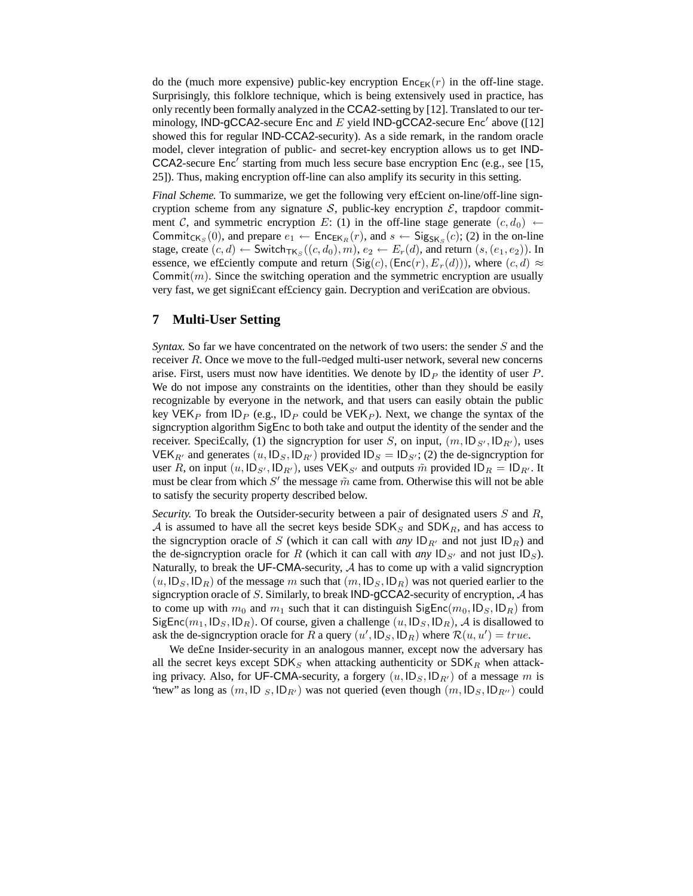do the (much more expensive) public-key encryption $\mathsf{Enc}_{\mathsf{EK}}(r)$ in the off-line stage. Surprisingly, this folklore technique, which is being extensively used in practice, has only recently been formally analyzed in the CCA2-setting by [12]. Translated to our terminology, IND-gCCA2-secure Enc and $E$ yield IND-gCCA2-secure Enc$'$ above ([12] showed this for regular IND-CCA2-security). As a side remark, in the random oracle model, clever integration of public- and secret-key encryption allows us to get IND-CCA2-secure Enc$'$ starting from much less secure base encryption Enc (e.g., see [15, 25]). Thus, making encryption off-line can also amplify its security in this setting.

*Final Scheme.* To summarize, we get the following very efficient on-line/off-line signcryption scheme from any signature $\mathcal{S}$, public-key encryption $\mathcal{E}$, trapdoor commitment $\mathcal{C}$, and symmetric encryption $E$: (1) in the off-line stage generate $(c, d_0) \leftarrow \mathsf{Commit}_{\mathsf{CK}_S}(0)$, and prepare $e_1 \leftarrow \mathsf{Enc}_{\mathsf{EK}_R}(r)$, and $s \leftarrow \mathsf{Sig}_{\mathsf{SK}_S}(c)$; (2) in the on-line stage, create $(c, d) \leftarrow \mathsf{Switch}_{\mathsf{TK}_S}((c, d_0), m)$, $e_2 \leftarrow E_r(d)$, and return $(s, (e_1, e_2))$. In essence, we efficiently compute and return $(\mathsf{Sig}(c), (\mathsf{Enc}(r), E_r(d)))$, where $(c, d) \approx \mathsf{Commit}(m)$. Since the switching operation and the symmetric encryption are usually very fast, we get significant efficiency gain. Decryption and verification are obvious.

## 7 Multi-User Setting

*Syntax.* So far we have concentrated on the network of two users: the sender $S$ and the receiver $R$. Once we move to the full-fledged multi-user network, several new concerns arise. First, users must now have identities. We denote by $\mathsf{ID}_P$ the identity of user $P$. We do not impose any constraints on the identities, other than they should be easily recognizable by everyone in the network, and that users can easily obtain the public key $\mathsf{VEK}_P$ from $\mathsf{ID}_P$ (e.g., $\mathsf{ID}_P$ could be $\mathsf{VEK}_P$). Next, we change the syntax of the signcryption algorithm SigEnc to both take and output the identity of the sender and the receiver. Specifically, (1) the signcryption for user $S$, on input, $(m, \mathsf{ID}_{S'}, \mathsf{ID}_{R'})$, uses $\mathsf{VEK}_{R'}$ and generates $(u, \mathsf{ID}_S, \mathsf{ID}_{R'})$ provided $\mathsf{ID}_S = \mathsf{ID}_{S'}$; (2) the de-signcryption for user $R$, on input $(u, \mathsf{ID}_{S'}, \mathsf{ID}_{R'})$, uses $\mathsf{VEK}_{S'}$ and outputs $\tilde{m}$ provided $\mathsf{ID}_R = \mathsf{ID}_{R'}$. It must be clear from which $S'$ the message $\tilde{m}$ came from. Otherwise this will not be able to satisfy the security property described below.

*Security.* To break the Outsider-security between a pair of designated users $S$ and $R$, $\mathcal{A}$ is assumed to have all the secret keys beside $\mathsf{SDK}_S$ and $\mathsf{SDK}_R$, and has access to the signcryption oracle of $S$ (which it can call with *any* $\mathsf{ID}_{R'}$ and not just $\mathsf{ID}_R$) and the de-signcryption oracle for $R$ (which it can call with *any* $\mathsf{ID}_{S'}$ and not just $\mathsf{ID}_S$). Naturally, to break the UF-CMA-security, $\mathcal{A}$ has to come up with a valid signcryption $(u, \mathsf{ID}_S, \mathsf{ID}_R)$ of the message $m$ such that $(m, \mathsf{ID}_S, \mathsf{ID}_R)$ was not queried earlier to the signcryption oracle of $S$. Similarly, to break IND-gCCA2-security of encryption, $\mathcal{A}$ has to come up with $m_0$ and $m_1$ such that it can distinguish $\mathsf{SigEnc}(m_0, \mathsf{ID}_S, \mathsf{ID}_R)$ from $\mathsf{SigEnc}(m_1, \mathsf{ID}_S, \mathsf{ID}_R)$. Of course, given a challenge $(u, \mathsf{ID}_S, \mathsf{ID}_R)$, $\mathcal{A}$ is disallowed to ask the de-signcryption oracle for $R$ a query $(u', \mathsf{ID}_S, \mathsf{ID}_R)$ where $\mathcal{R}(u, u') = true$.

We define Insider-security in an analogous manner, except now the adversary has all the secret keys except $\mathsf{SDK}_S$ when attacking authenticity or $\mathsf{SDK}_R$ when attacking privacy. Also, for UF-CMA-security, a forgery $(u, \mathsf{ID}_S, \mathsf{ID}_{R'})$ of a message $m$ is "new" as long as $(m, \mathsf{ID}_S, \mathsf{ID}_{R'})$ was not queried (even though $(m, \mathsf{ID}_S, \mathsf{ID}_{R''})$ could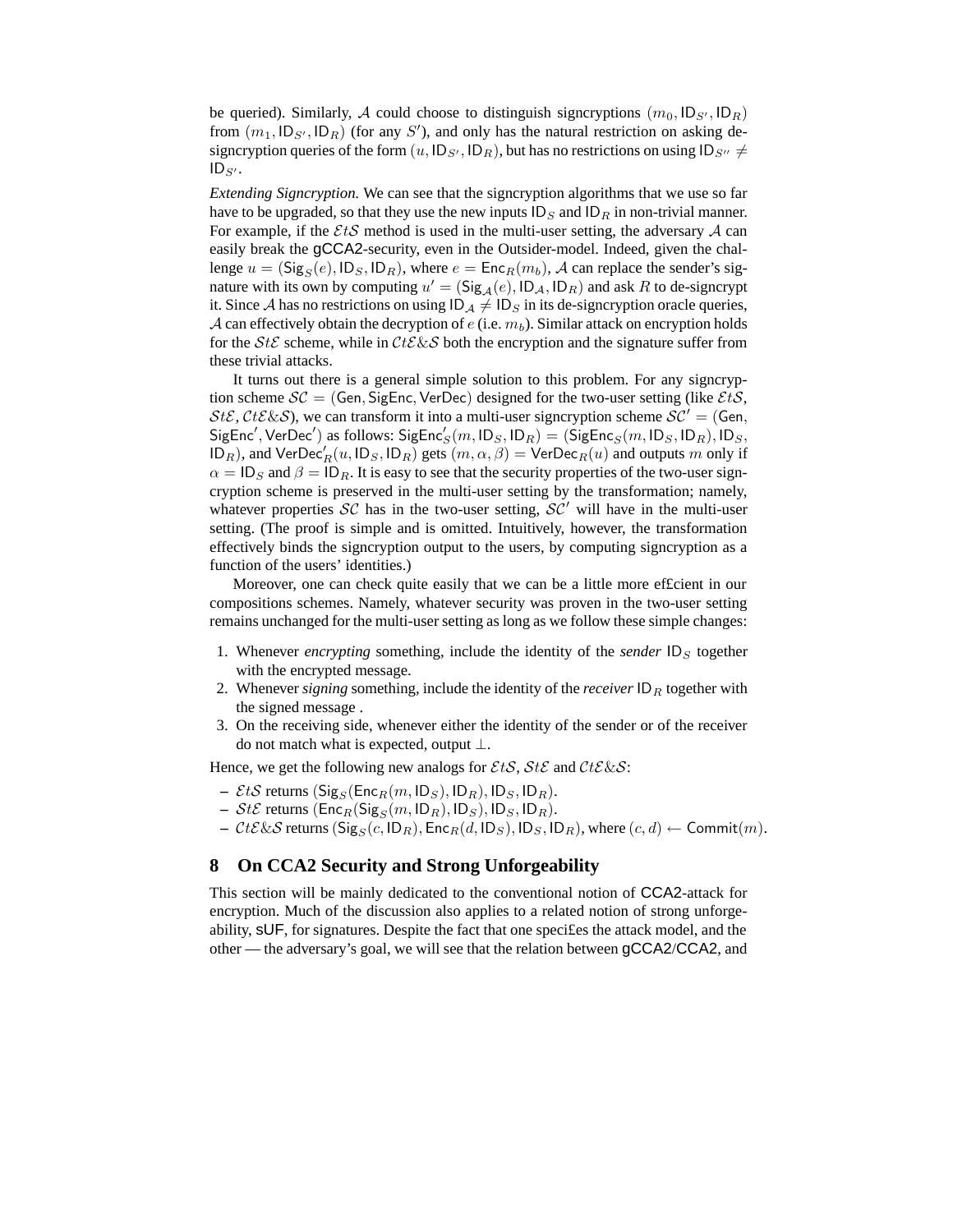be queried). Similarly, $\mathcal{A}$ could choose to distinguish signcryptions $(m_0, \mathsf{ID}_{S'}, \mathsf{ID}_R)$ from $(m_1, \mathsf{ID}_{S'}, \mathsf{ID}_R)$ (for any $S'$), and only has the natural restriction on asking de-signcryption queries of the form $(u, \mathsf{ID}_{S'}, \mathsf{ID}_R)$, but has no restrictions on using $\mathsf{ID}_{S''} \neq \mathsf{ID}_{S'}$.

*Extending Signcryption.* We can see that the signcryption algorithms that we use so far have to be upgraded, so that they use the new inputs $\mathsf{ID}_S$ and $\mathsf{ID}_R$ in non-trivial manner. For example, if the $\mathcal{E}t\mathcal{S}$ method is used in the multi-user setting, the adversary $\mathcal{A}$ can easily break the gCCA2-security, even in the Outsider-model. Indeed, given the challenge $u = (\mathsf{Sig}_S(e), \mathsf{ID}_S, \mathsf{ID}_R)$, where $e = \mathsf{Enc}_R(m_b)$, $\mathcal{A}$ can replace the sender's signature with its own by computing $u' = (\mathsf{Sig}_{\mathcal{A}}(e), \mathsf{ID}_{\mathcal{A}}, \mathsf{ID}_R)$ and ask $R$ to de-signcrypt it. Since $\mathcal{A}$ has no restrictions on using $\mathsf{ID}_{\mathcal{A}} \neq \mathsf{ID}_S$ in its de-signcryption oracle queries, $\mathcal{A}$ can effectively obtain the decryption of $e$ (i.e. $m_b$). Similar attack on encryption holds for the $\mathcal{S}t\mathcal{E}$ scheme, while in $\mathcal{C}t\mathcal{E}\&\mathcal{S}$ both the encryption and the signature suffer from these trivial attacks.

It turns out there is a general simple solution to this problem. For any signcryption scheme $\mathcal{SC} = (\mathsf{Gen}, \mathsf{SigEnc}, \mathsf{VerDec})$ designed for the two-user setting (like $\mathcal{E}t\mathcal{S}$, $\mathcal{S}t\mathcal{E}$, $\mathcal{C}t\mathcal{E}\&\mathcal{S}$), we can transform it into a multi-user signcryption scheme $\mathcal{SC}' = (\mathsf{Gen}, \mathsf{SigEnc}', \mathsf{VerDec}')$ as follows: $\mathsf{SigEnc}'_S(m, \mathsf{ID}_S, \mathsf{ID}_R) = (\mathsf{SigEnc}_S(m, \mathsf{ID}_S, \mathsf{ID}_R), \mathsf{ID}_S, \mathsf{ID}_R)$, and $\mathsf{VerDec}'_R(u, \mathsf{ID}_S, \mathsf{ID}_R)$ gets $(m, \alpha, \beta) = \mathsf{VerDec}_R(u)$ and outputs $m$ only if $\alpha = \mathsf{ID}_S$ and $\beta = \mathsf{ID}_R$. It is easy to see that the security properties of the two-user signcryption scheme is preserved in the multi-user setting by the transformation; namely, whatever properties $\mathcal{SC}$ has in the two-user setting, $\mathcal{SC}'$ will have in the multi-user setting. (The proof is simple and is omitted. Intuitively, however, the transformation effectively binds the signcryption output to the users, by computing signcryption as a function of the users' identities.)

Moreover, one can check quite easily that we can be a little more efficient in our compositions schemes. Namely, whatever security was proven in the two-user setting remains unchanged for the multi-user setting as long as we follow these simple changes:

1. Whenever *encrypting* something, include the identity of the *sender* $\mathsf{ID}_S$ together with the encrypted message.
2. Whenever *signing* something, include the identity of the *receiver* $\mathsf{ID}_R$ together with the signed message .
3. On the receiving side, whenever either the identity of the sender or of the receiver do not match what is expected, output $\perp$.

Hence, we get the following new analogs for $\mathcal{E}t\mathcal{S}$, $\mathcal{S}t\mathcal{E}$ and $\mathcal{C}t\mathcal{E}\&\mathcal{S}$:

- $\mathcal{E}t\mathcal{S}$ returns $(\mathsf{Sig}_S(\mathsf{Enc}_R(m, \mathsf{ID}_S), \mathsf{ID}_R), \mathsf{ID}_S, \mathsf{ID}_R)$.
- $\mathcal{S}t\mathcal{E}$ returns $(\mathsf{Enc}_R(\mathsf{Sig}_S(m, \mathsf{ID}_R), \mathsf{ID}_S), \mathsf{ID}_S, \mathsf{ID}_R)$.
- $\mathcal{C}t\mathcal{E}\&\mathcal{S}$ returns $(\mathsf{Sig}_S(c, \mathsf{ID}_R), \mathsf{Enc}_R(d, \mathsf{ID}_S), \mathsf{ID}_S, \mathsf{ID}_R)$, where $(c, d) \leftarrow \mathsf{Commit}(m)$.

## 8 On CCA2 Security and Strong Unforgeability

This section will be mainly dedicated to the conventional notion of CCA2-attack for encryption. Much of the discussion also applies to a related notion of strong unforgeability, sUF, for signatures. Despite the fact that one specifies the attack model, and the other — the adversary's goal, we will see that the relation between gCCA2/CCA2, and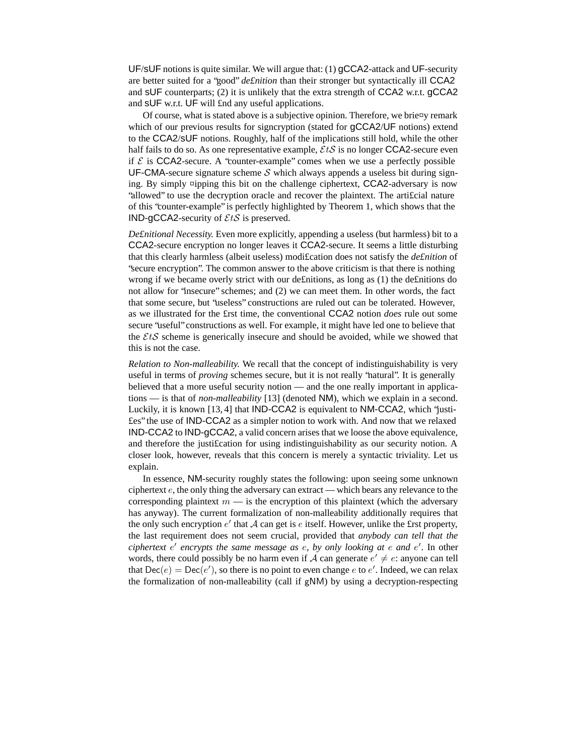UF/sUF notions is quite similar. We will argue that: (1) gCCA2-attack and UF-security are better suited for a "good" *definition* than their stronger but syntactically ill CCA2 and sUF counterparts; (2) it is unlikely that the extra strength of CCA2 w.r.t. gCCA2 and sUF w.r.t. UF will find any useful applications.

Of course, what is stated above is a subjective opinion. Therefore, we briefly remark which of our previous results for signcryption (stated for gCCA2/UF notions) extend to the CCA2/sUF notions. Roughly, half of the implications still hold, while the other half fails to do so. As one representative example, $\mathcal{E}t\mathcal{S}$ is no longer CCA2-secure even if $\mathcal{E}$ is CCA2-secure. A "counter-example" comes when we use a perfectly possible UF-CMA-secure signature scheme $\mathcal{S}$ which always appends a useless bit during signing. By simply flipping this bit on the challenge ciphertext, CCA2-adversary is now "allowed" to use the decryption oracle and recover the plaintext. The artificial nature of this "counter-example" is perfectly highlighted by Theorem 1, which shows that the IND-gCCA2-security of $\mathcal{E}t\mathcal{S}$ is preserved.

*Definitional Necessity.* Even more explicitly, appending a useless (but harmless) bit to a CCA2-secure encryption no longer leaves it CCA2-secure. It seems a little disturbing that this clearly harmless (albeit useless) modification does not satisfy the *definition* of "secure encryption". The common answer to the above criticism is that there is nothing wrong if we became overly strict with our definitions, as long as (1) the definitions do not allow for "insecure" schemes; and (2) we can meet them. In other words, the fact that some secure, but "useless" constructions are ruled out can be tolerated. However, as we illustrated for the first time, the conventional CCA2 notion *does* rule out some secure "useful" constructions as well. For example, it might have led one to believe that the $\mathcal{E}t\mathcal{S}$ scheme is generically insecure and should be avoided, while we showed that this is not the case.

*Relation to Non-malleability.* We recall that the concept of indistinguishability is very useful in terms of *proving* schemes secure, but it is not really "natural". It is generally believed that a more useful security notion — and the one really important in applications — is that of *non-malleability* [13] (denoted NM), which we explain in a second. Luckily, it is known [13, 4] that IND-CCA2 is equivalent to NM-CCA2, which "justifies" the use of IND-CCA2 as a simpler notion to work with. And now that we relaxed IND-CCA2 to IND-gCCA2, a valid concern arises that we loose the above equivalence, and therefore the justification for using indistinguishability as our security notion. A closer look, however, reveals that this concern is merely a syntactic triviality. Let us explain.

In essence, NM-security roughly states the following: upon seeing some unknown ciphertext $e$, the only thing the adversary can extract — which bears any relevance to the corresponding plaintext $m$ — is the encryption of this plaintext (which the adversary has anyway). The current formalization of non-malleability additionally requires that the only such encryption $e'$ that $\mathcal{A}$ can get is $e$ itself. However, unlike the first property, the last requirement does not seem crucial, provided that *anybody can tell that the ciphertext $e'$ encrypts the same message as $e$, by only looking at $e$ and $e'$*. In other words, there could possibly be no harm even if $\mathcal{A}$ can generate $e' \neq e$: anyone can tell that $\mathsf{Dec}(e) = \mathsf{Dec}(e')$, so there is no point to even change $e$ to $e'$. Indeed, we can relax the formalization of non-malleability (call if gNM) by using a decryption-respecting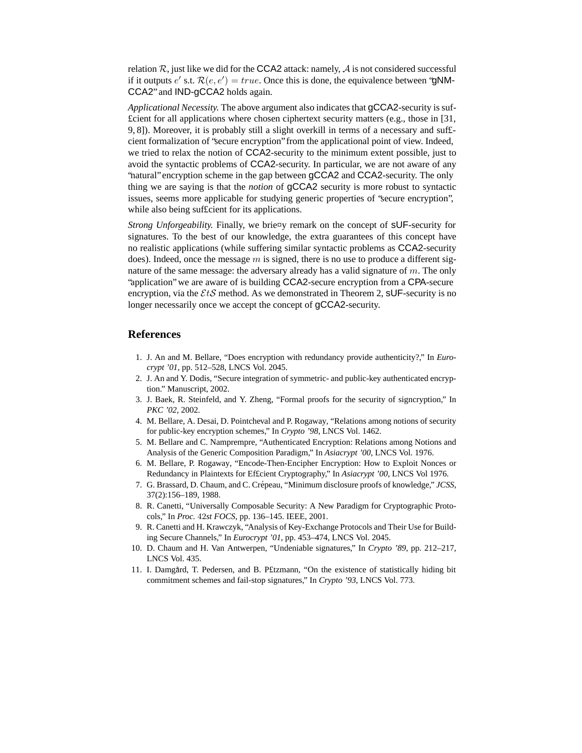relation $\mathcal{R}$, just like we did for the CCA2 attack: namely, $\mathcal{A}$ is not considered successful if it outputs $e'$ s.t. $\mathcal{R}(e, e') = true$. Once this is done, the equivalence between "gNM-CCA2" and IND-gCCA2 holds again.

*Applicational Necessity.* The above argument also indicates that gCCA2-security is sufficient for all applications where chosen ciphertext security matters (e.g., those in [31, 9, 8]). Moreover, it is probably still a slight overkill in terms of a necessary and sufficient formalization of "secure encryption" from the applicational point of view. Indeed, we tried to relax the notion of CCA2-security to the minimum extent possible, just to avoid the syntactic problems of CCA2-security. In particular, we are not aware of any "natural" encryption scheme in the gap between gCCA2 and CCA2-security. The only thing we are saying is that the *notion* of gCCA2 security is more robust to syntactic issues, seems more applicable for studying generic properties of "secure encryption", while also being sufficient for its applications.

*Strong Unforgeability.* Finally, we briefly remark on the concept of sUF-security for signatures. To the best of our knowledge, the extra guarantees of this concept have no realistic applications (while suffering similar syntactic problems as CCA2-security does). Indeed, once the message $m$ is signed, there is no use to produce a different signature of the same message: the adversary already has a valid signature of $m$. The only "application" we are aware of is building CCA2-secure encryption from a CPA-secure encryption, via the $\mathcal{E}t\mathcal{S}$ method. As we demonstrated in Theorem 2, sUF-security is no longer necessarily once we accept the concept of gCCA2-security.

## References

1. J. An and M. Bellare, "Does encryption with redundancy provide authenticity?," In *Eurocrypt '01*, pp. 512–528, LNCS Vol. 2045.
2. J. An and Y. Dodis, "Secure integration of symmetric- and public-key authenticated encryption." Manuscript, 2002.
3. J. Baek, R. Steinfeld, and Y. Zheng, "Formal proofs for the security of signcryption," In *PKC '02*, 2002.
4. M. Bellare, A. Desai, D. Pointcheval and P. Rogaway, "Relations among notions of security for public-key encryption schemes," In *Crypto '98*, LNCS Vol. 1462.
5. M. Bellare and C. Namprempre, "Authenticated Encryption: Relations among Notions and Analysis of the Generic Composition Paradigm," In *Asiacrypt '00*, LNCS Vol. 1976.
6. M. Bellare, P. Rogaway, "Encode-Then-Encipher Encryption: How to Exploit Nonces or Redundancy in Plaintexts for Efficient Cryptography," In *Asiacrypt '00*, LNCS Vol 1976.
7. G. Brassard, D. Chaum, and C. Crépeau, "Minimum disclosure proofs of knowledge," *JCSS*, 37(2):156–189, 1988.
8. R. Canetti, "Universally Composable Security: A New Paradigm for Cryptographic Protocols," In *Proc. 42st FOCS*, pp. 136–145. IEEE, 2001.
9. R. Canetti and H. Krawczyk, "Analysis of Key-Exchange Protocols and Their Use for Building Secure Channels," In *Eurocrypt '01*, pp. 453–474, LNCS Vol. 2045.
10. D. Chaum and H. Van Antwerpen, "Undeniable signatures," In *Crypto '89*, pp. 212–217, LNCS Vol. 435.
11. I. Damgård, T. Pedersen, and B. Pfitzmann, "On the existence of statistically hiding bit commitment schemes and fail-stop signatures," In *Crypto '93*, LNCS Vol. 773.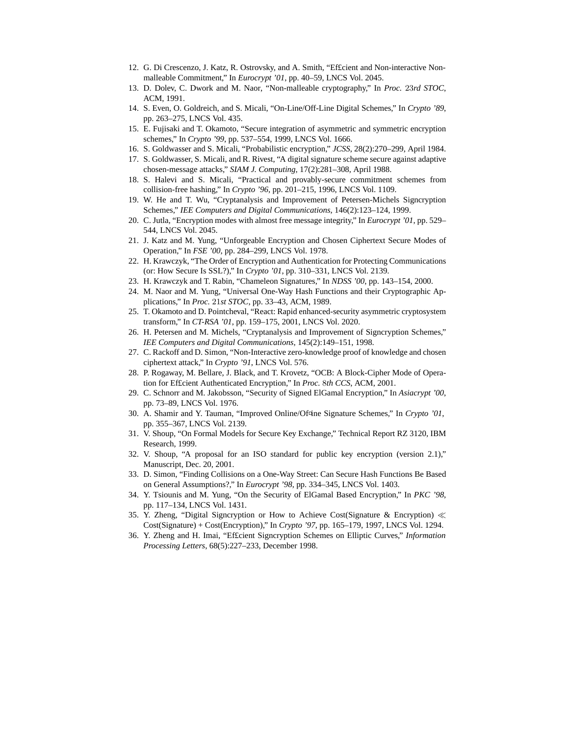12. G. Di Crescenzo, J. Katz, R. Ostrovsky, and A. Smith, "Efficient and Non-interactive Non-malleable Commitment," In *Eurocrypt '01*, pp. 40–59, LNCS Vol. 2045.
13. D. Dolev, C. Dwork and M. Naor, "Non-malleable cryptography," In *Proc. 23rd STOC*, ACM, 1991.
14. S. Even, O. Goldreich, and S. Micali, "On-Line/Off-Line Digital Schemes," In *Crypto '89*, pp. 263–275, LNCS Vol. 435.
15. E. Fujisaki and T. Okamoto, "Secure integration of asymmetric and symmetric encryption schemes," In *Crypto '99*, pp. 537–554, 1999, LNCS Vol. 1666.
16. S. Goldwasser and S. Micali, "Probabilistic encryption," *JCSS*, 28(2):270–299, April 1984.
17. S. Goldwasser, S. Micali, and R. Rivest, "A digital signature scheme secure against adaptive chosen-message attacks," *SIAM J. Computing*, 17(2):281–308, April 1988.
18. S. Halevi and S. Micali, "Practical and provably-secure commitment schemes from collision-free hashing," In *Crypto '96*, pp. 201–215, 1996, LNCS Vol. 1109.
19. W. He and T. Wu, "Cryptanalysis and Improvement of Petersen-Michels Signcryption Schemes," *IEE Computers and Digital Communications*, 146(2):123–124, 1999.
20. C. Jutla, "Encryption modes with almost free message integrity," In *Eurocrypt '01*, pp. 529–544, LNCS Vol. 2045.
21. J. Katz and M. Yung, "Unforgeable Encryption and Chosen Ciphertext Secure Modes of Operation," In *FSE '00*, pp. 284–299, LNCS Vol. 1978.
22. H. Krawczyk, "The Order of Encryption and Authentication for Protecting Communications (or: How Secure Is SSL?)," In *Crypto '01*, pp. 310–331, LNCS Vol. 2139.
23. H. Krawczyk and T. Rabin, "Chameleon Signatures," In *NDSS '00*, pp. 143–154, 2000.
24. M. Naor and M. Yung, "Universal One-Way Hash Functions and their Cryptographic Applications," In *Proc. 21st STOC*, pp. 33–43, ACM, 1989.
25. T. Okamoto and D. Pointcheval, "React: Rapid enhanced-security asymmetric cryptosystem transform," In *CT-RSA '01*, pp. 159–175, 2001, LNCS Vol. 2020.
26. H. Petersen and M. Michels, "Cryptanalysis and Improvement of Signcryption Schemes," *IEE Computers and Digital Communications*, 145(2):149–151, 1998.
27. C. Rackoff and D. Simon, "Non-Interactive zero-knowledge proof of knowledge and chosen ciphertext attack," In *Crypto '91*, LNCS Vol. 576.
28. P. Rogaway, M. Bellare, J. Black, and T. Krovetz, "OCB: A Block-Cipher Mode of Operation for Efficient Authenticated Encryption," In *Proc. 8th CCS*, ACM, 2001.
29. C. Schnorr and M. Jakobsson, "Security of Signed ElGamal Encryption," In *Asiacrypt '00*, pp. 73–89, LNCS Vol. 1976.
30. A. Shamir and Y. Tauman, "Improved Online/Offline Signature Schemes," In *Crypto '01*, pp. 355–367, LNCS Vol. 2139.
31. V. Shoup, "On Formal Models for Secure Key Exchange," Technical Report RZ 3120, IBM Research, 1999.
32. V. Shoup, "A proposal for an ISO standard for public key encryption (version 2.1)," Manuscript, Dec. 20, 2001.
33. D. Simon, "Finding Collisions on a One-Way Street: Can Secure Hash Functions Be Based on General Assumptions?," In *Eurocrypt '98*, pp. 334–345, LNCS Vol. 1403.
34. Y. Tsiounis and M. Yung, "On the Security of ElGamal Based Encryption," In *PKC '98*, pp. 117–134, LNCS Vol. 1431.
35. Y. Zheng, "Digital Signcryption or How to Achieve Cost(Signature & Encryption) $\ll$ Cost(Signature) + Cost(Encryption)," In *Crypto '97*, pp. 165–179, 1997, LNCS Vol. 1294.
36. Y. Zheng and H. Imai, "Efficient Signcryption Schemes on Elliptic Curves," *Information Processing Letters*, 68(5):227–233, December 1998.